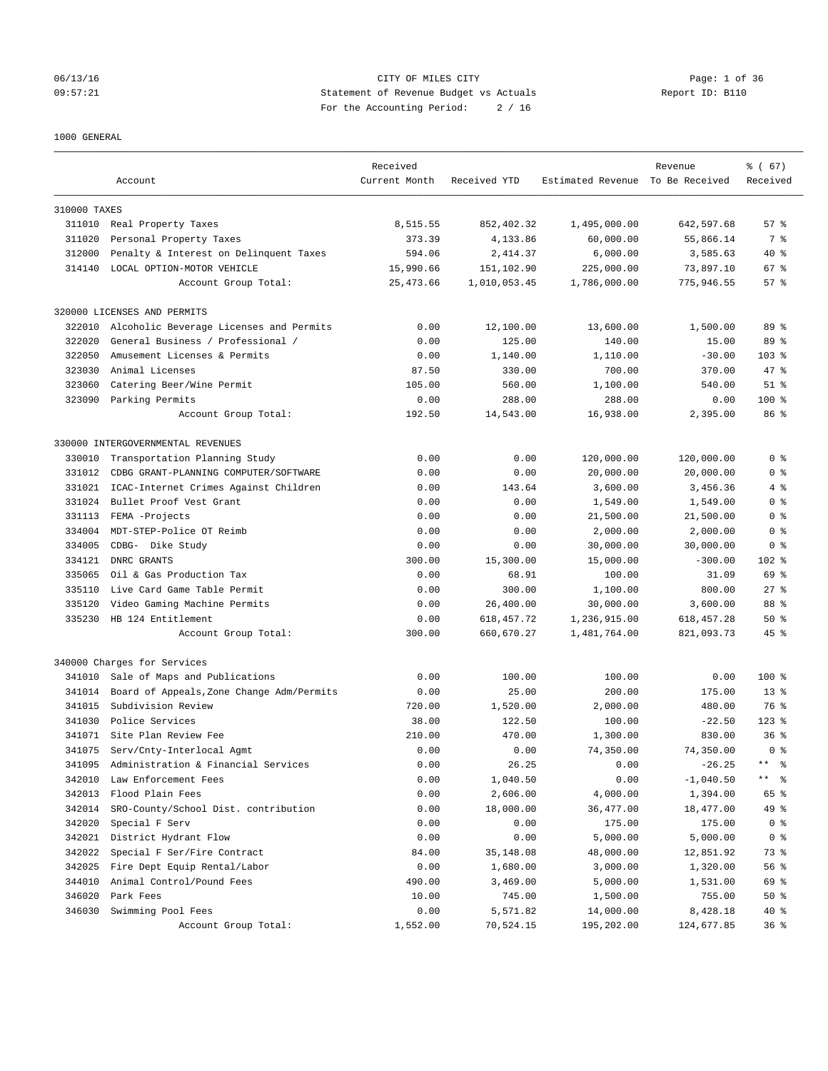06/13/16 CITY OF MILES CITY
09:57:21 Statement of Revenue Budget vs Actuals Report ID: B110
For the Accounting Period: 2 / 16

1000 GENERAL

| | Account | Received Current Month | Received YTD | Estimated Revenue | Revenue To Be Received | % ( 67) Received |
|---|---|---|---|---|---|---|
| 310000 TAXES | | | | | | |
| 311010 | Real Property Taxes | 8,515.55 | 852,402.32 | 1,495,000.00 | 642,597.68 | 57 % |
| 311020 | Personal Property Taxes | 373.39 | 4,133.86 | 60,000.00 | 55,866.14 | 7 % |
| 312000 | Penalty & Interest on Delinquent Taxes | 594.06 | 2,414.37 | 6,000.00 | 3,585.63 | 40 % |
| 314140 | LOCAL OPTION-MOTOR VEHICLE | 15,990.66 | 151,102.90 | 225,000.00 | 73,897.10 | 67 % |
| | Account Group Total: | 25,473.66 | 1,010,053.45 | 1,786,000.00 | 775,946.55 | 57 % |
| 320000 LICENSES AND PERMITS | | | | | | |
| 322010 | Alcoholic Beverage Licenses and Permits | 0.00 | 12,100.00 | 13,600.00 | 1,500.00 | 89 % |
| 322020 | General Business / Professional / | 0.00 | 125.00 | 140.00 | 15.00 | 89 % |
| 322050 | Amusement Licenses & Permits | 0.00 | 1,140.00 | 1,110.00 | -30.00 | 103 % |
| 323030 | Animal Licenses | 87.50 | 330.00 | 700.00 | 370.00 | 47 % |
| 323060 | Catering Beer/Wine Permit | 105.00 | 560.00 | 1,100.00 | 540.00 | 51 % |
| 323090 | Parking Permits | 0.00 | 288.00 | 288.00 | 0.00 | 100 % |
| | Account Group Total: | 192.50 | 14,543.00 | 16,938.00 | 2,395.00 | 86 % |
| 330000 INTERGOVERNMENTAL REVENUES | | | | | | |
| 330010 | Transportation Planning Study | 0.00 | 0.00 | 120,000.00 | 120,000.00 | 0 % |
| 331012 | CDBG GRANT-PLANNING COMPUTER/SOFTWARE | 0.00 | 0.00 | 20,000.00 | 20,000.00 | 0 % |
| 331021 | ICAC-Internet Crimes Against Children | 0.00 | 143.64 | 3,600.00 | 3,456.36 | 4 % |
| 331024 | Bullet Proof Vest Grant | 0.00 | 0.00 | 1,549.00 | 1,549.00 | 0 % |
| 331113 | FEMA -Projects | 0.00 | 0.00 | 21,500.00 | 21,500.00 | 0 % |
| 334004 | MDT-STEP-Police OT Reimb | 0.00 | 0.00 | 2,000.00 | 2,000.00 | 0 % |
| 334005 | CDBG- Dike Study | 0.00 | 0.00 | 30,000.00 | 30,000.00 | 0 % |
| 334121 | DNRC GRANTS | 300.00 | 15,300.00 | 15,000.00 | -300.00 | 102 % |
| 335065 | Oil & Gas Production Tax | 0.00 | 68.91 | 100.00 | 31.09 | 69 % |
| 335110 | Live Card Game Table Permit | 0.00 | 300.00 | 1,100.00 | 800.00 | 27 % |
| 335120 | Video Gaming Machine Permits | 0.00 | 26,400.00 | 30,000.00 | 3,600.00 | 88 % |
| 335230 | HB 124 Entitlement | 0.00 | 618,457.72 | 1,236,915.00 | 618,457.28 | 50 % |
| | Account Group Total: | 300.00 | 660,670.27 | 1,481,764.00 | 821,093.73 | 45 % |
| 340000 Charges for Services | | | | | | |
| 341010 | Sale of Maps and Publications | 0.00 | 100.00 | 100.00 | 0.00 | 100 % |
| 341014 | Board of Appeals,Zone Change Adm/Permits | 0.00 | 25.00 | 200.00 | 175.00 | 13 % |
| 341015 | Subdivision Review | 720.00 | 1,520.00 | 2,000.00 | 480.00 | 76 % |
| 341030 | Police Services | 38.00 | 122.50 | 100.00 | -22.50 | 123 % |
| 341071 | Site Plan Review Fee | 210.00 | 470.00 | 1,300.00 | 830.00 | 36 % |
| 341075 | Serv/Cnty-Interlocal Agmt | 0.00 | 0.00 | 74,350.00 | 74,350.00 | 0 % |
| 341095 | Administration & Financial Services | 0.00 | 26.25 | 0.00 | -26.25 | ** % |
| 342010 | Law Enforcement Fees | 0.00 | 1,040.50 | 0.00 | -1,040.50 | ** % |
| 342013 | Flood Plain Fees | 0.00 | 2,606.00 | 4,000.00 | 1,394.00 | 65 % |
| 342014 | SRO-County/School Dist. contribution | 0.00 | 18,000.00 | 36,477.00 | 18,477.00 | 49 % |
| 342020 | Special F Serv | 0.00 | 0.00 | 175.00 | 175.00 | 0 % |
| 342021 | District Hydrant Flow | 0.00 | 0.00 | 5,000.00 | 5,000.00 | 0 % |
| 342022 | Special F Ser/Fire Contract | 84.00 | 35,148.08 | 48,000.00 | 12,851.92 | 73 % |
| 342025 | Fire Dept Equip Rental/Labor | 0.00 | 1,680.00 | 3,000.00 | 1,320.00 | 56 % |
| 344010 | Animal Control/Pound Fees | 490.00 | 3,469.00 | 5,000.00 | 1,531.00 | 69 % |
| 346020 | Park Fees | 10.00 | 745.00 | 1,500.00 | 755.00 | 50 % |
| 346030 | Swimming Pool Fees | 0.00 | 5,571.82 | 14,000.00 | 8,428.18 | 40 % |
| | Account Group Total: | 1,552.00 | 70,524.15 | 195,202.00 | 124,677.85 | 36 % |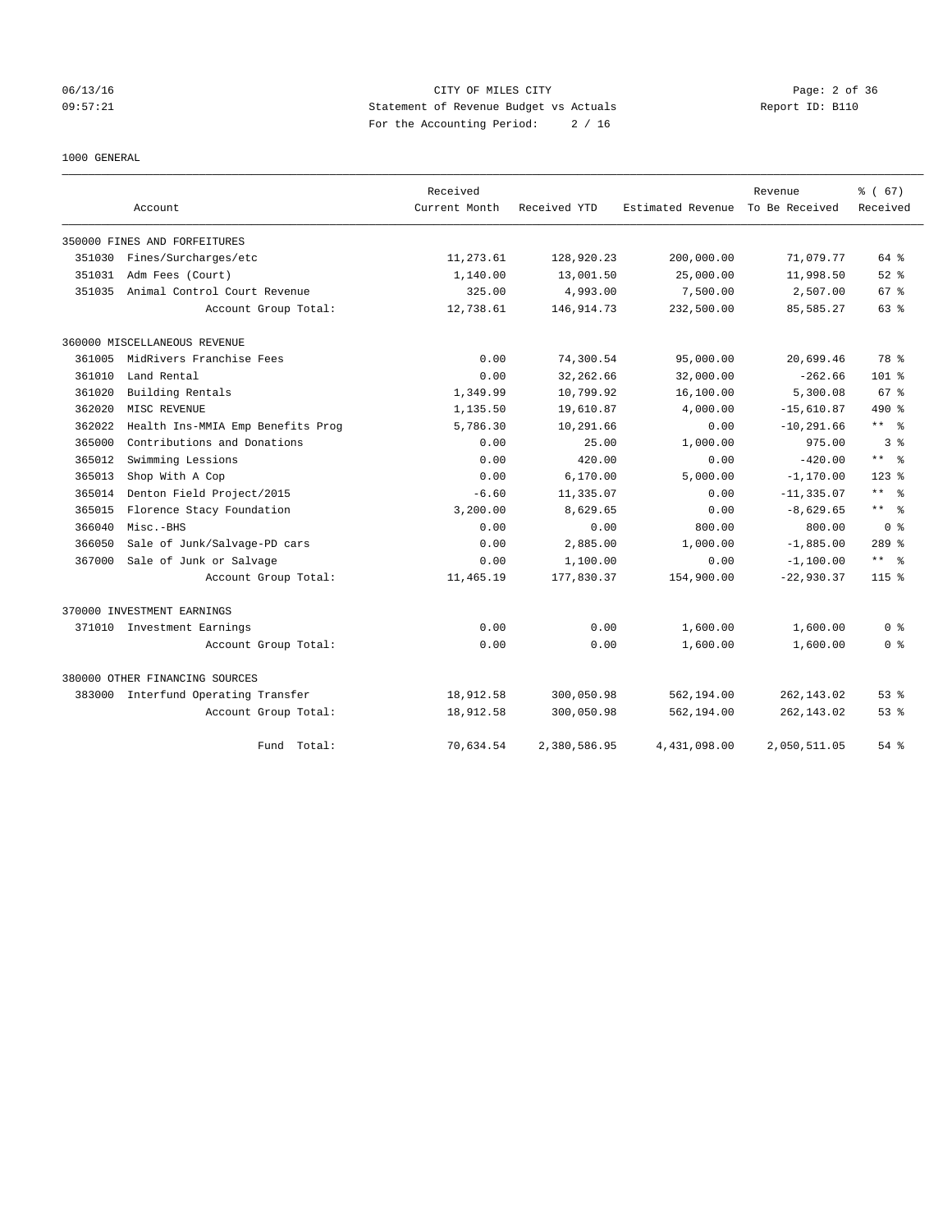CITY OF MILES CITY
Statement of Revenue Budget vs Actuals
For the Accounting Period: 2 / 16

06/13/16
09:57:21

Report ID: B110

1000 GENERAL

| Account | | Received Current Month | Received YTD | Estimated Revenue | Revenue To Be Received | % ( 67) Received |
|---|---|---|---|---|---|---|
| 350000 FINES AND FORFEITURES | | | | | | |
| 351030 | Fines/Surcharges/etc | 11,273.61 | 128,920.23 | 200,000.00 | 71,079.77 | 64 % |
| 351031 | Adm Fees (Court) | 1,140.00 | 13,001.50 | 25,000.00 | 11,998.50 | 52 % |
| 351035 | Animal Control Court Revenue | 325.00 | 4,993.00 | 7,500.00 | 2,507.00 | 67 % |
| | Account Group Total: | 12,738.61 | 146,914.73 | 232,500.00 | 85,585.27 | 63 % |
| 360000 MISCELLANEOUS REVENUE | | | | | | |
| 361005 | MidRivers Franchise Fees | 0.00 | 74,300.54 | 95,000.00 | 20,699.46 | 78 % |
| 361010 | Land Rental | 0.00 | 32,262.66 | 32,000.00 | -262.66 | 101 % |
| 361020 | Building Rentals | 1,349.99 | 10,799.92 | 16,100.00 | 5,300.08 | 67 % |
| 362020 | MISC REVENUE | 1,135.50 | 19,610.87 | 4,000.00 | -15,610.87 | 490 % |
| 362022 | Health Ins-MMIA Emp Benefits Prog | 5,786.30 | 10,291.66 | 0.00 | -10,291.66 | ** % |
| 365000 | Contributions and Donations | 0.00 | 25.00 | 1,000.00 | 975.00 | 3 % |
| 365012 | Swimming Lessions | 0.00 | 420.00 | 0.00 | -420.00 | ** % |
| 365013 | Shop With A Cop | 0.00 | 6,170.00 | 5,000.00 | -1,170.00 | 123 % |
| 365014 | Denton Field Project/2015 | -6.60 | 11,335.07 | 0.00 | -11,335.07 | ** % |
| 365015 | Florence Stacy Foundation | 3,200.00 | 8,629.65 | 0.00 | -8,629.65 | ** % |
| 366040 | Misc.-BHS | 0.00 | 0.00 | 800.00 | 800.00 | 0 % |
| 366050 | Sale of Junk/Salvage-PD cars | 0.00 | 2,885.00 | 1,000.00 | -1,885.00 | 289 % |
| 367000 | Sale of Junk or Salvage | 0.00 | 1,100.00 | 0.00 | -1,100.00 | ** % |
| | Account Group Total: | 11,465.19 | 177,830.37 | 154,900.00 | -22,930.37 | 115 % |
| 370000 INVESTMENT EARNINGS | | | | | | |
| 371010 | Investment Earnings | 0.00 | 0.00 | 1,600.00 | 1,600.00 | 0 % |
| | Account Group Total: | 0.00 | 0.00 | 1,600.00 | 1,600.00 | 0 % |
| 380000 OTHER FINANCING SOURCES | | | | | | |
| 383000 | Interfund Operating Transfer | 18,912.58 | 300,050.98 | 562,194.00 | 262,143.02 | 53 % |
| | Account Group Total: | 18,912.58 | 300,050.98 | 562,194.00 | 262,143.02 | 53 % |
| | Fund Total: | 70,634.54 | 2,380,586.95 | 4,431,098.00 | 2,050,511.05 | 54 % |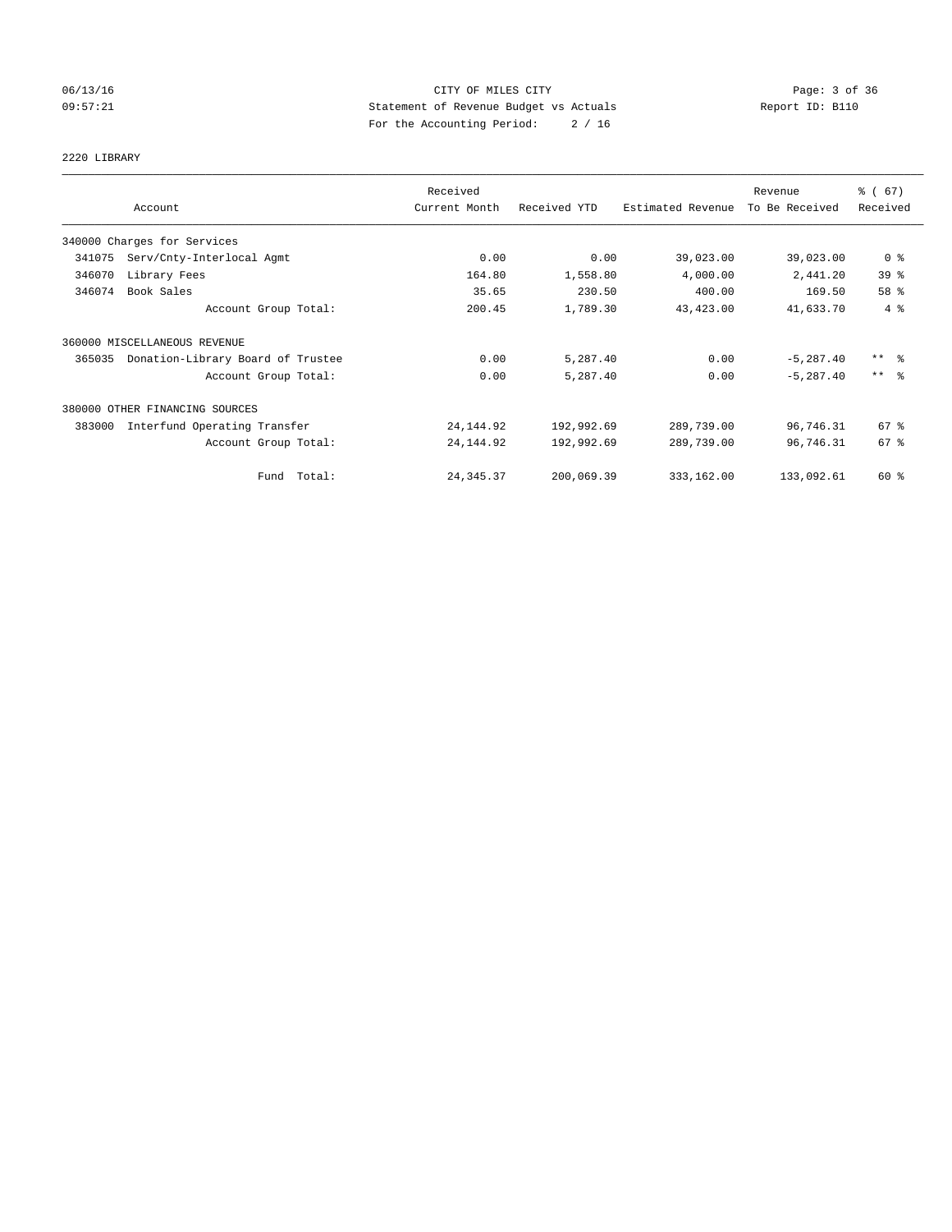CITY OF MILES CITY

Statement of Revenue Budget vs Actuals

For the Accounting Period: 2 / 16

06/13/16 09:57:21 Report ID: B110

2220 LIBRARY

| Account | Received Current Month | Received YTD | Estimated Revenue | Revenue To Be Received | % ( 67) Received |
|---|---|---|---|---|---|
| 340000 Charges for Services | | | | | |
| 341075 Serv/Cnty-Interlocal Agmt | 0.00 | 0.00 | 39,023.00 | 39,023.00 | 0 % |
| 346070 Library Fees | 164.80 | 1,558.80 | 4,000.00 | 2,441.20 | 39 % |
| 346074 Book Sales | 35.65 | 230.50 | 400.00 | 169.50 | 58 % |
| Account Group Total: | 200.45 | 1,789.30 | 43,423.00 | 41,633.70 | 4 % |
| 360000 MISCELLANEOUS REVENUE | | | | | |
| 365035 Donation-Library Board of Trustee | 0.00 | 5,287.40 | 0.00 | -5,287.40 | ** % |
| Account Group Total: | 0.00 | 5,287.40 | 0.00 | -5,287.40 | ** % |
| 380000 OTHER FINANCING SOURCES | | | | | |
| 383000 Interfund Operating Transfer | 24,144.92 | 192,992.69 | 289,739.00 | 96,746.31 | 67 % |
| Account Group Total: | 24,144.92 | 192,992.69 | 289,739.00 | 96,746.31 | 67 % |
| Fund Total: | 24,345.37 | 200,069.39 | 333,162.00 | 133,092.61 | 60 % |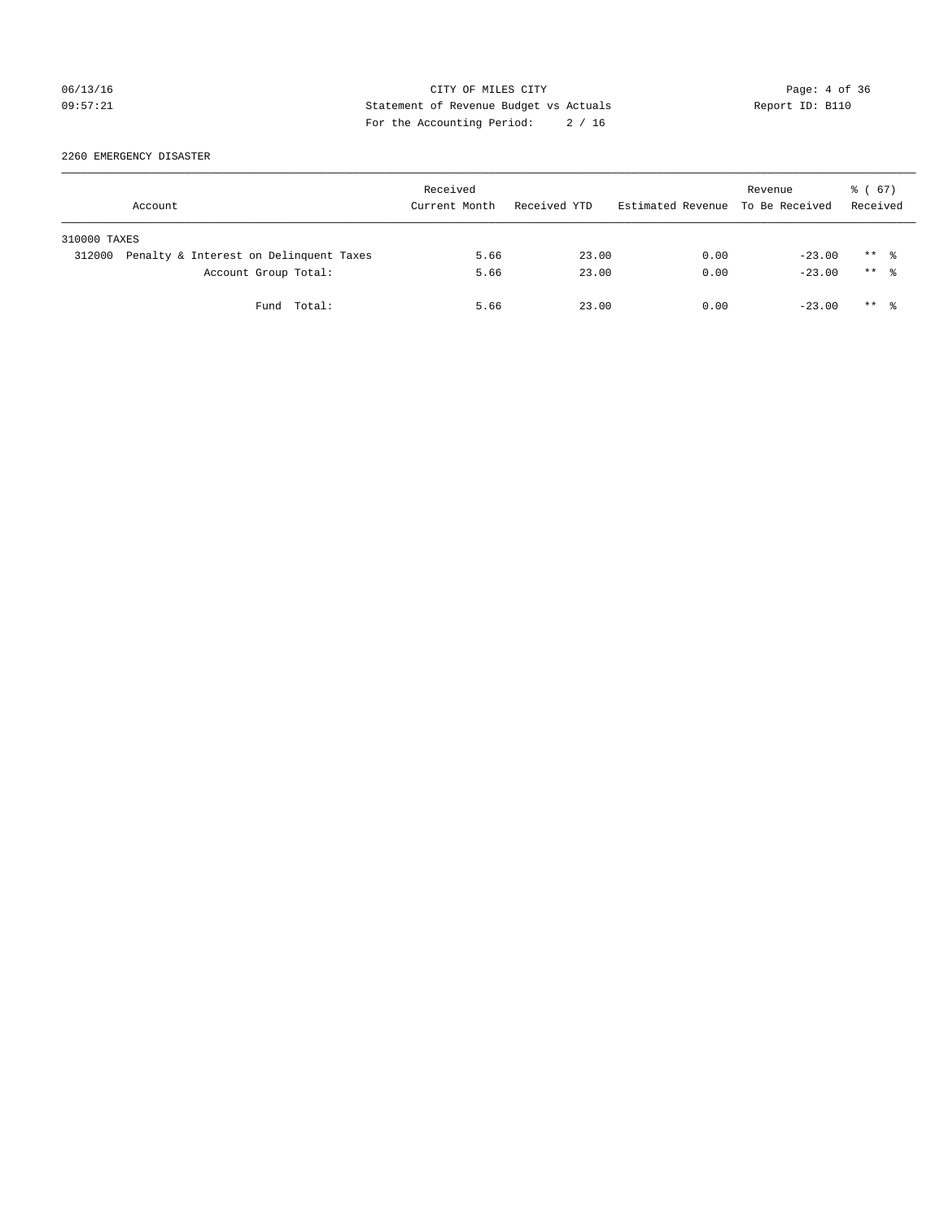CITY OF MILES CITY
Statement of Revenue Budget vs Actuals
For the Accounting Period: 2 / 16

06/13/16
09:57:21

Report ID: B110

2260 EMERGENCY DISASTER

| Account | Received Current Month | Received YTD | Estimated Revenue | Revenue To Be Received | % ( 67) Received |
|---|---|---|---|---|---|
| 310000 TAXES | | | | | |
| 312000 Penalty & Interest on Delinquent Taxes | 5.66 | 23.00 | 0.00 | -23.00 | ** % |
| Account Group Total: | 5.66 | 23.00 | 0.00 | -23.00 | ** % |
| Fund Total: | 5.66 | 23.00 | 0.00 | -23.00 | ** % |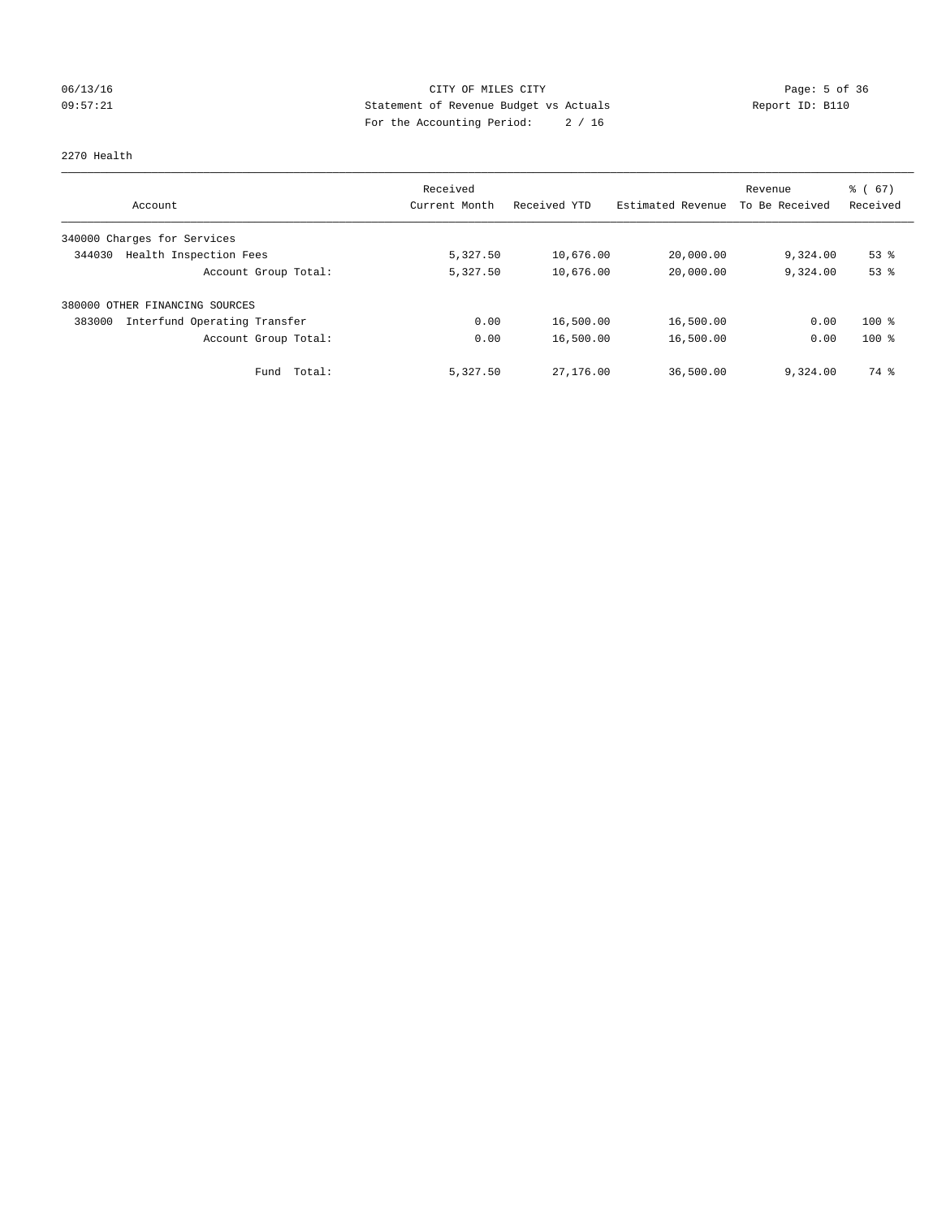CITY OF MILES CITY
Statement of Revenue Budget vs Actuals
For the Accounting Period: 2 / 16

2270 Health

| Account | Received Current Month | Received YTD | Estimated Revenue | Revenue To Be Received | % ( 67) Received |
|---|---|---|---|---|---|
| 340000 Charges for Services | | | | | |
| 344030 Health Inspection Fees | 5,327.50 | 10,676.00 | 20,000.00 | 9,324.00 | 53 % |
| Account Group Total: | 5,327.50 | 10,676.00 | 20,000.00 | 9,324.00 | 53 % |
| 380000 OTHER FINANCING SOURCES | | | | | |
| 383000 Interfund Operating Transfer | 0.00 | 16,500.00 | 16,500.00 | 0.00 | 100 % |
| Account Group Total: | 0.00 | 16,500.00 | 16,500.00 | 0.00 | 100 % |
| Fund Total: | 5,327.50 | 27,176.00 | 36,500.00 | 9,324.00 | 74 % |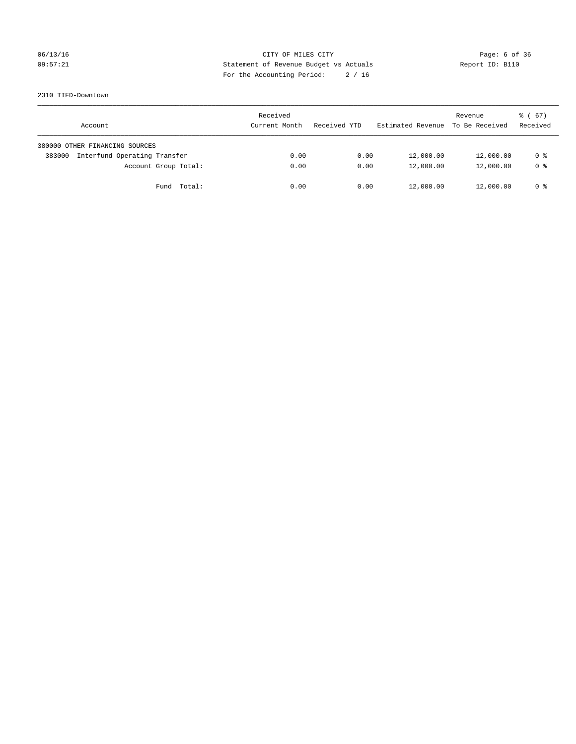CITY OF MILES CITY
Statement of Revenue Budget vs Actuals
For the Accounting Period: 2 / 16

06/13/16
09:57:21

Report ID: B110

2310 TIFD-Downtown

| Account | Received Current Month | Received YTD | Estimated Revenue | Revenue To Be Received | % ( 67) Received |
|---|---|---|---|---|---|
| 380000 OTHER FINANCING SOURCES | | | | | |
| 383000 Interfund Operating Transfer | 0.00 | 0.00 | 12,000.00 | 12,000.00 | 0 % |
| Account Group Total: | 0.00 | 0.00 | 12,000.00 | 12,000.00 | 0 % |
| Fund Total: | 0.00 | 0.00 | 12,000.00 | 12,000.00 | 0 % |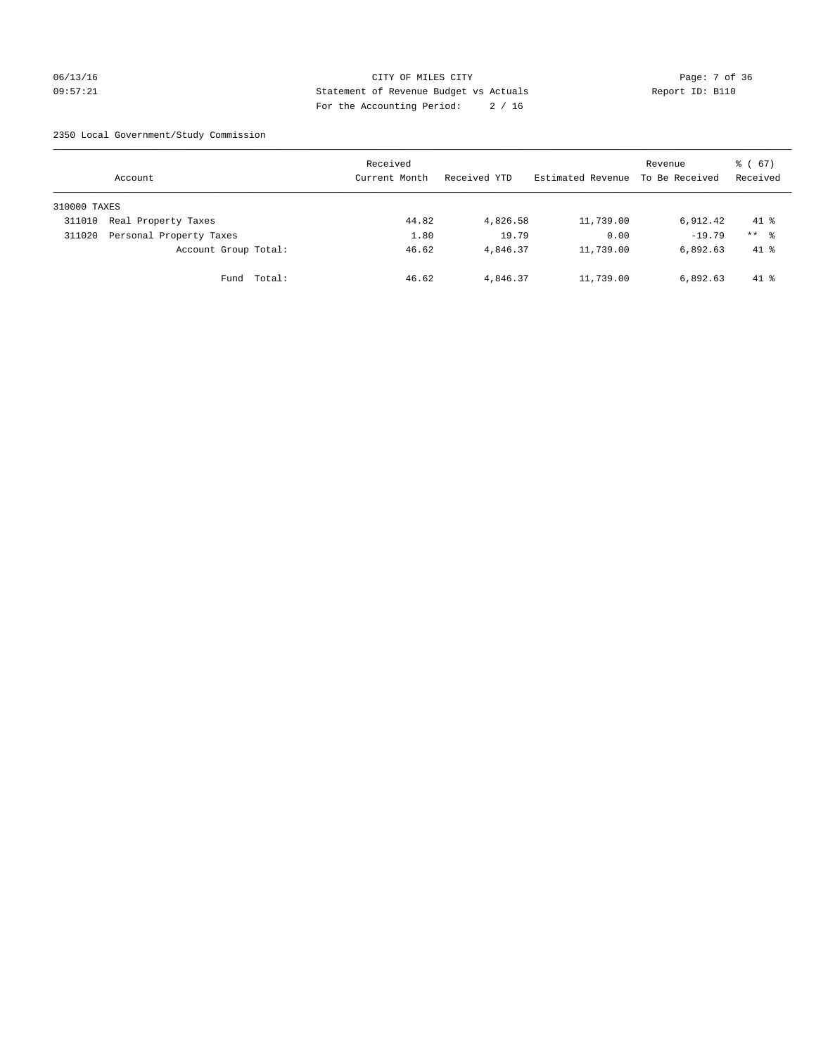CITY OF MILES CITY
Statement of Revenue Budget vs Actuals
For the Accounting Period: 2 / 16

06/13/16 09:57:21 — Report ID: B110

2350 Local Government/Study Commission

| Account | Received Current Month | Received YTD | Estimated Revenue | Revenue To Be Received | % ( 67) Received |
|---|---|---|---|---|---|
| 310000 TAXES | | | | | |
| 311010 Real Property Taxes | 44.82 | 4,826.58 | 11,739.00 | 6,912.42 | 41 % |
| 311020 Personal Property Taxes | 1.80 | 19.79 | 0.00 | -19.79 | ** % |
| Account Group Total: | 46.62 | 4,846.37 | 11,739.00 | 6,892.63 | 41 % |
| Fund Total: | 46.62 | 4,846.37 | 11,739.00 | 6,892.63 | 41 % |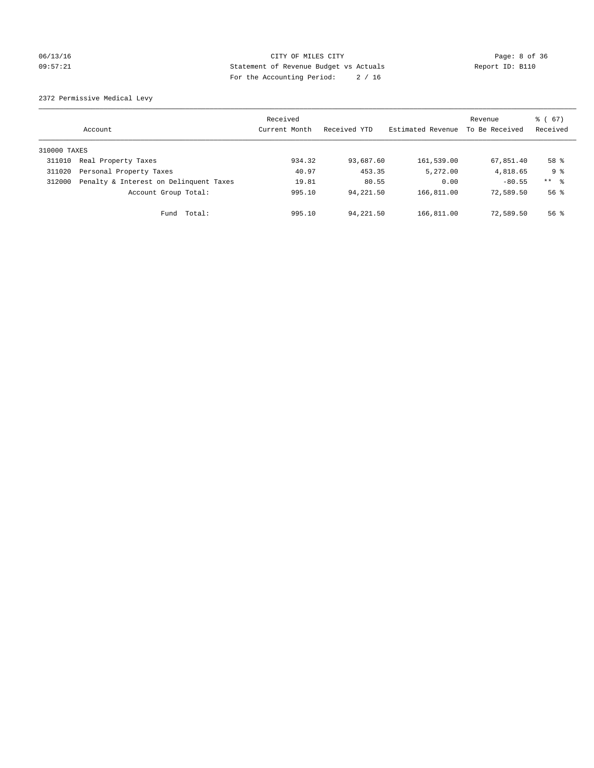CITY OF MILES CITY
Statement of Revenue Budget vs Actuals
For the Accounting Period: 2 / 16

Report ID: B110

2372 Permissive Medical Levy

| Account | | Received Current Month | Received YTD | Estimated Revenue | Revenue To Be Received | % ( 67) Received |
|---|---|---|---|---|---|---|
| 310000 TAXES | | | | | | |
| 311010 | Real Property Taxes | 934.32 | 93,687.60 | 161,539.00 | 67,851.40 | 58 % |
| 311020 | Personal Property Taxes | 40.97 | 453.35 | 5,272.00 | 4,818.65 | 9 % |
| 312000 | Penalty & Interest on Delinquent Taxes | 19.81 | 80.55 | 0.00 | -80.55 | ** % |
| | Account Group Total: | 995.10 | 94,221.50 | 166,811.00 | 72,589.50 | 56 % |
| | Fund Total: | 995.10 | 94,221.50 | 166,811.00 | 72,589.50 | 56 % |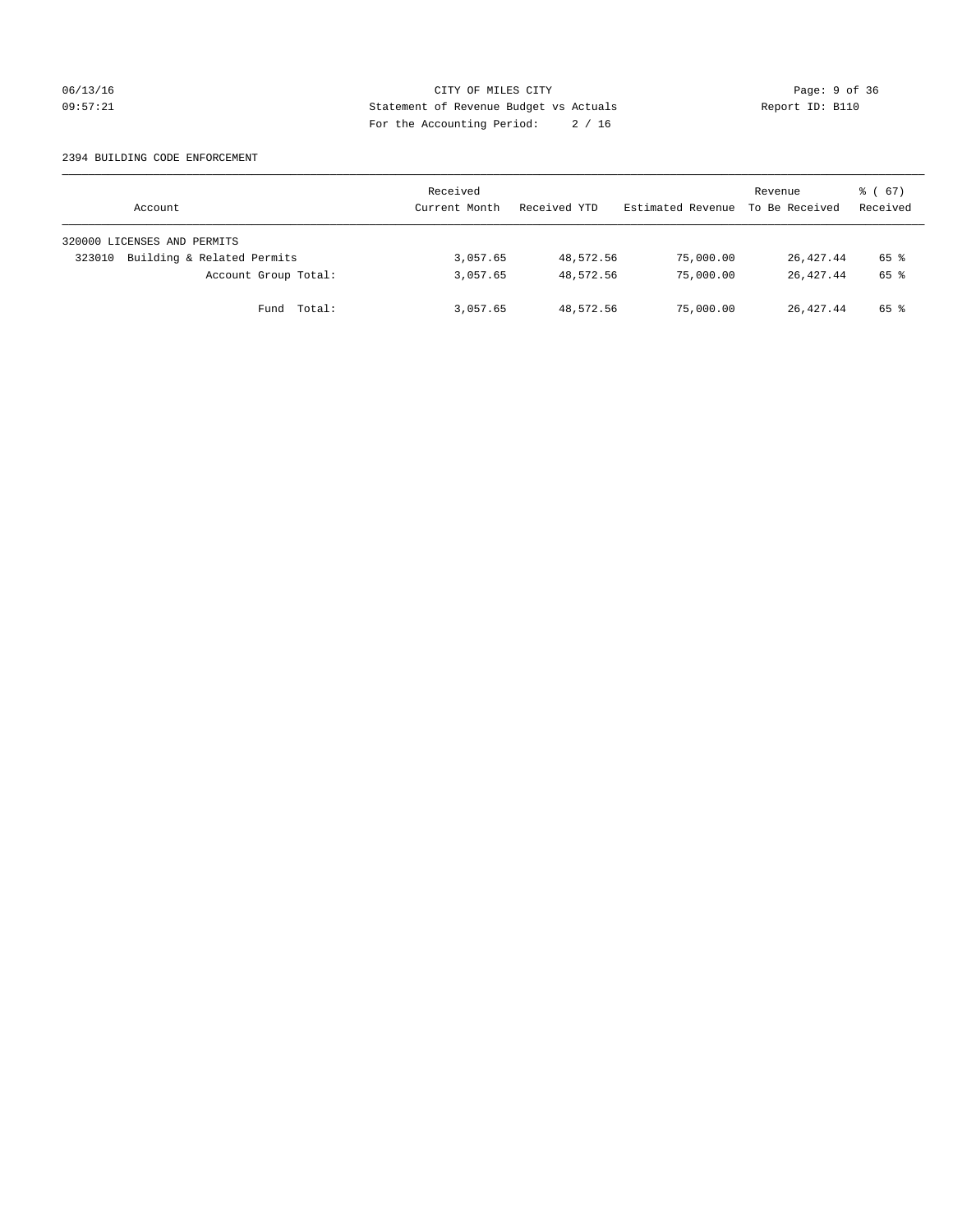CITY OF MILES CITY
Statement of Revenue Budget vs Actuals
For the Accounting Period: 2 / 16

06/13/16
09:57:21

Report ID: B110

2394 BUILDING CODE ENFORCEMENT

| Account | Received Current Month | Received YTD | Estimated Revenue | Revenue To Be Received | % ( 67) Received |
|---|---|---|---|---|---|
| 320000 LICENSES AND PERMITS | | | | | |
| 323010 Building & Related Permits | 3,057.65 | 48,572.56 | 75,000.00 | 26,427.44 | 65 % |
| Account Group Total: | 3,057.65 | 48,572.56 | 75,000.00 | 26,427.44 | 65 % |
| Fund Total: | 3,057.65 | 48,572.56 | 75,000.00 | 26,427.44 | 65 % |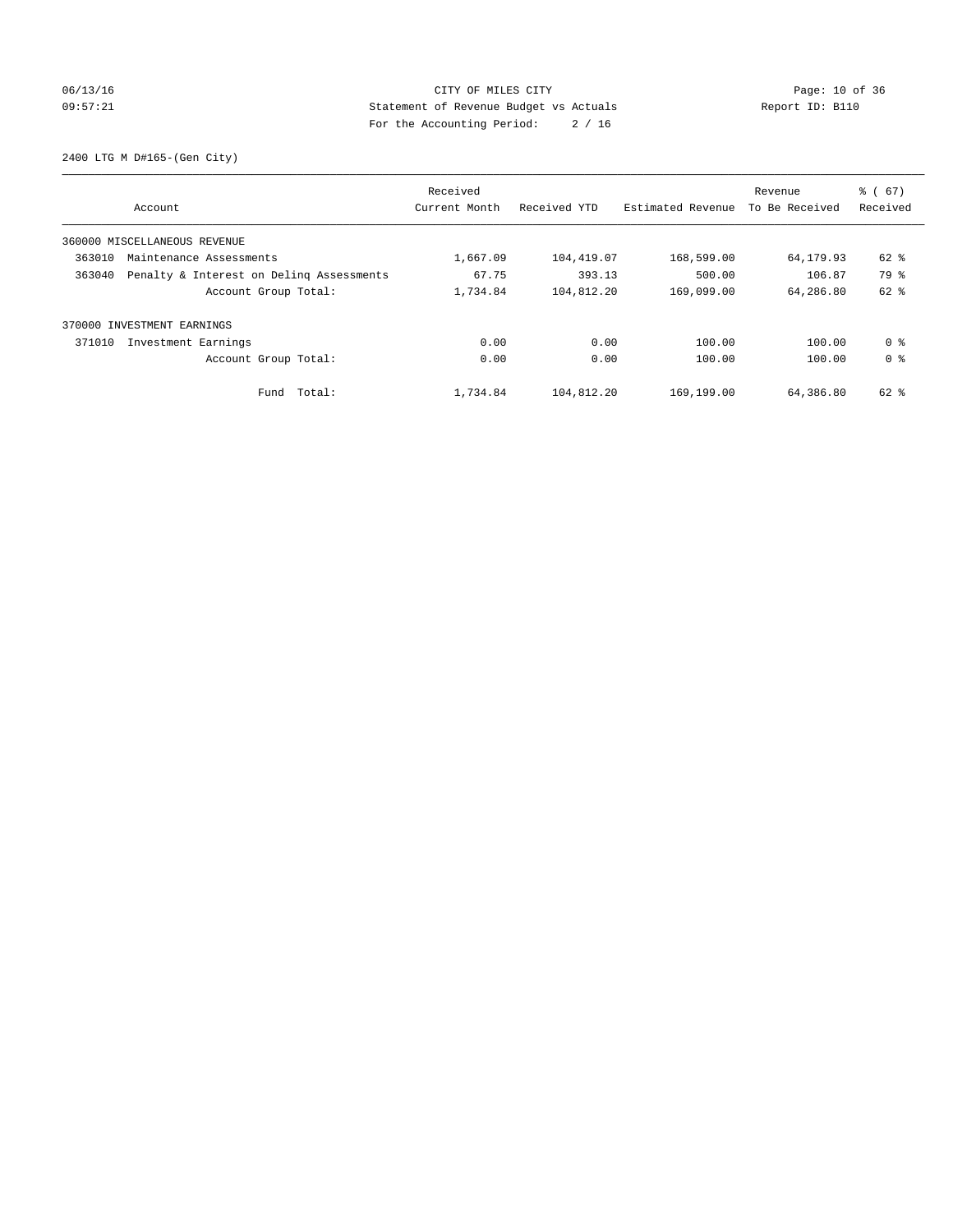CITY OF MILES CITY
Statement of Revenue Budget vs Actuals
For the Accounting Period: 2 / 16

06/13/16
09:57:21

Report ID: B110

2400 LTG M D#165-(Gen City)

| Account | Received Current Month | Received YTD | Estimated Revenue | Revenue To Be Received | % ( 67) Received |
|---|---|---|---|---|---|
| 360000 MISCELLANEOUS REVENUE | | | | | |
| 363010 Maintenance Assessments | 1,667.09 | 104,419.07 | 168,599.00 | 64,179.93 | 62 % |
| 363040 Penalty & Interest on Delinq Assessments | 67.75 | 393.13 | 500.00 | 106.87 | 79 % |
| Account Group Total: | 1,734.84 | 104,812.20 | 169,099.00 | 64,286.80 | 62 % |
| 370000 INVESTMENT EARNINGS | | | | | |
| 371010 Investment Earnings | 0.00 | 0.00 | 100.00 | 100.00 | 0 % |
| Account Group Total: | 0.00 | 0.00 | 100.00 | 100.00 | 0 % |
| Fund Total: | 1,734.84 | 104,812.20 | 169,199.00 | 64,386.80 | 62 % |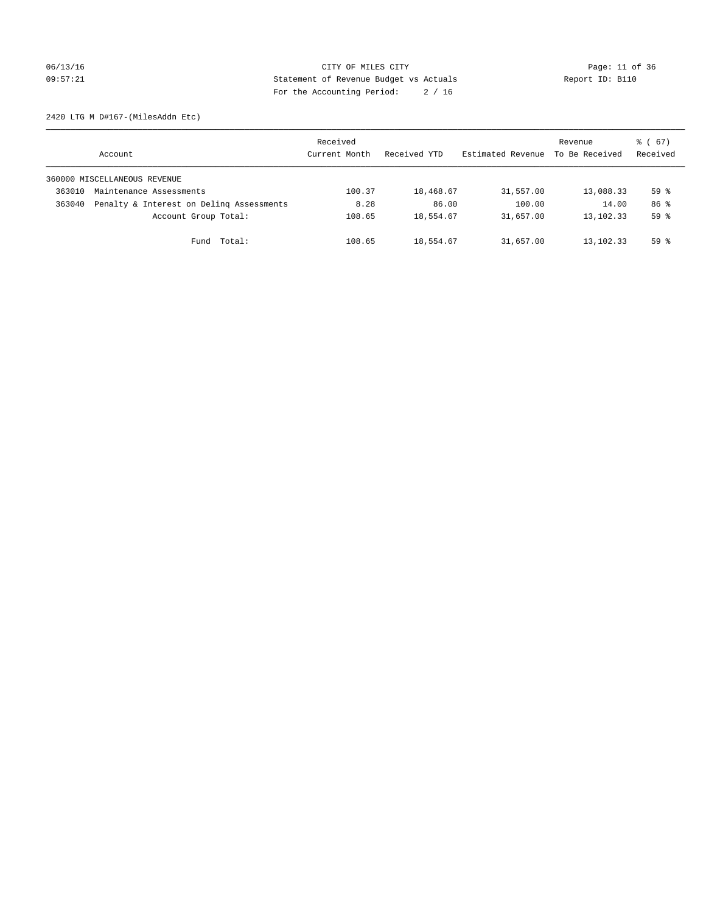CITY OF MILES CITY
Statement of Revenue Budget vs Actuals
For the Accounting Period: 2 / 16

06/13/16
09:57:21

Report ID: B110

2420 LTG M D#167-(MilesAddn Etc)

| Account | | Received Current Month | Received YTD | Estimated Revenue | Revenue To Be Received | % ( 67) Received |
|---|---|---|---|---|---|---|
| 360000 MISCELLANEOUS REVENUE | | | | | | |
| 363010 | Maintenance Assessments | 100.37 | 18,468.67 | 31,557.00 | 13,088.33 | 59 % |
| 363040 | Penalty & Interest on Delinq Assessments | 8.28 | 86.00 | 100.00 | 14.00 | 86 % |
| | Account Group Total: | 108.65 | 18,554.67 | 31,657.00 | 13,102.33 | 59 % |
| | Fund Total: | 108.65 | 18,554.67 | 31,657.00 | 13,102.33 | 59 % |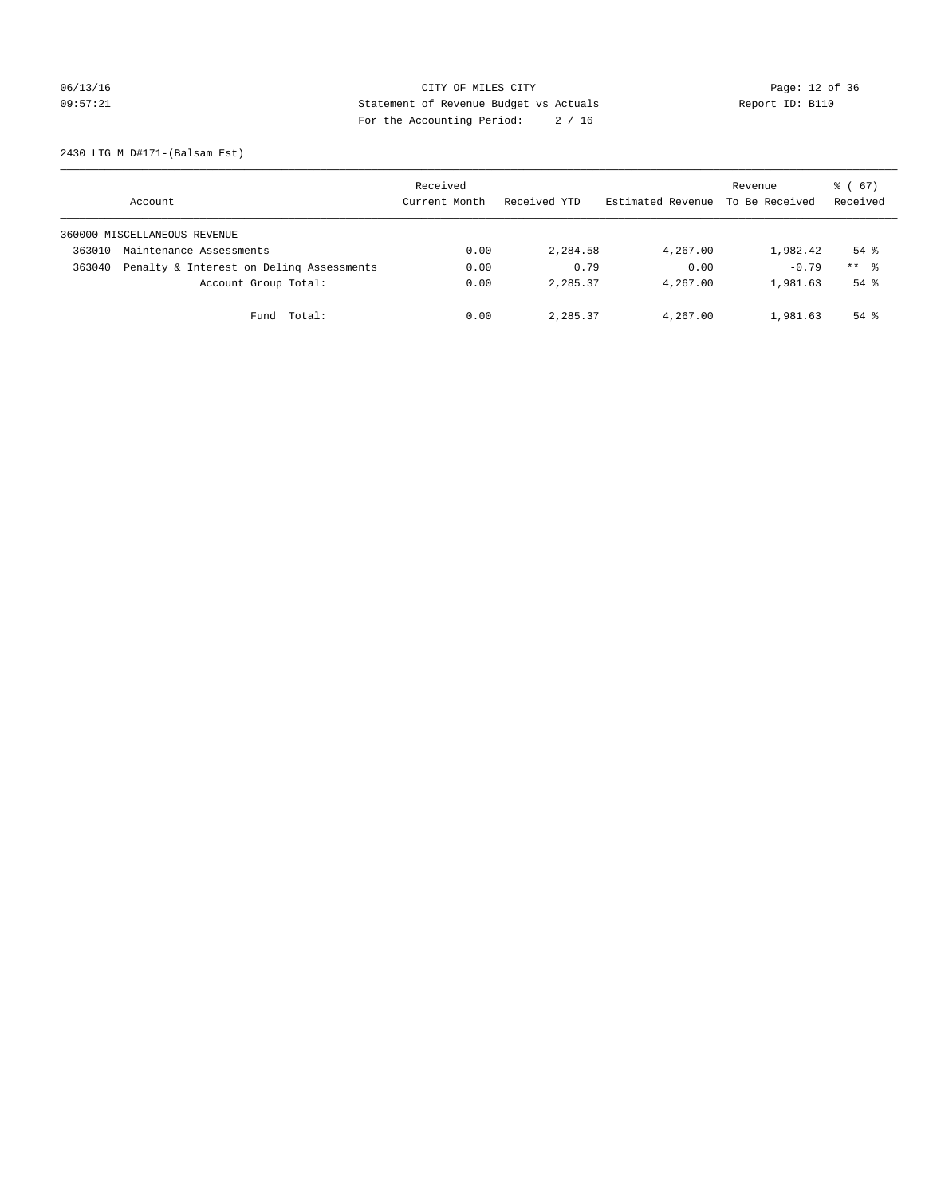CITY OF MILES CITY
Statement of Revenue Budget vs Actuals
For the Accounting Period: 2 / 16

06/13/16
09:57:21

Report ID: B110

2430 LTG M D#171-(Balsam Est)

| Account | | Received Current Month | Received YTD | Estimated Revenue | Revenue To Be Received | % ( 67) Received |
|---|---|---|---|---|---|---|
| 360000 MISCELLANEOUS REVENUE | | | | | | |
| 363010 | Maintenance Assessments | 0.00 | 2,284.58 | 4,267.00 | 1,982.42 | 54 % |
| 363040 | Penalty & Interest on Delinq Assessments | 0.00 | 0.79 | 0.00 | -0.79 | ** % |
| | Account Group Total: | 0.00 | 2,285.37 | 4,267.00 | 1,981.63 | 54 % |
| | Fund Total: | 0.00 | 2,285.37 | 4,267.00 | 1,981.63 | 54 % |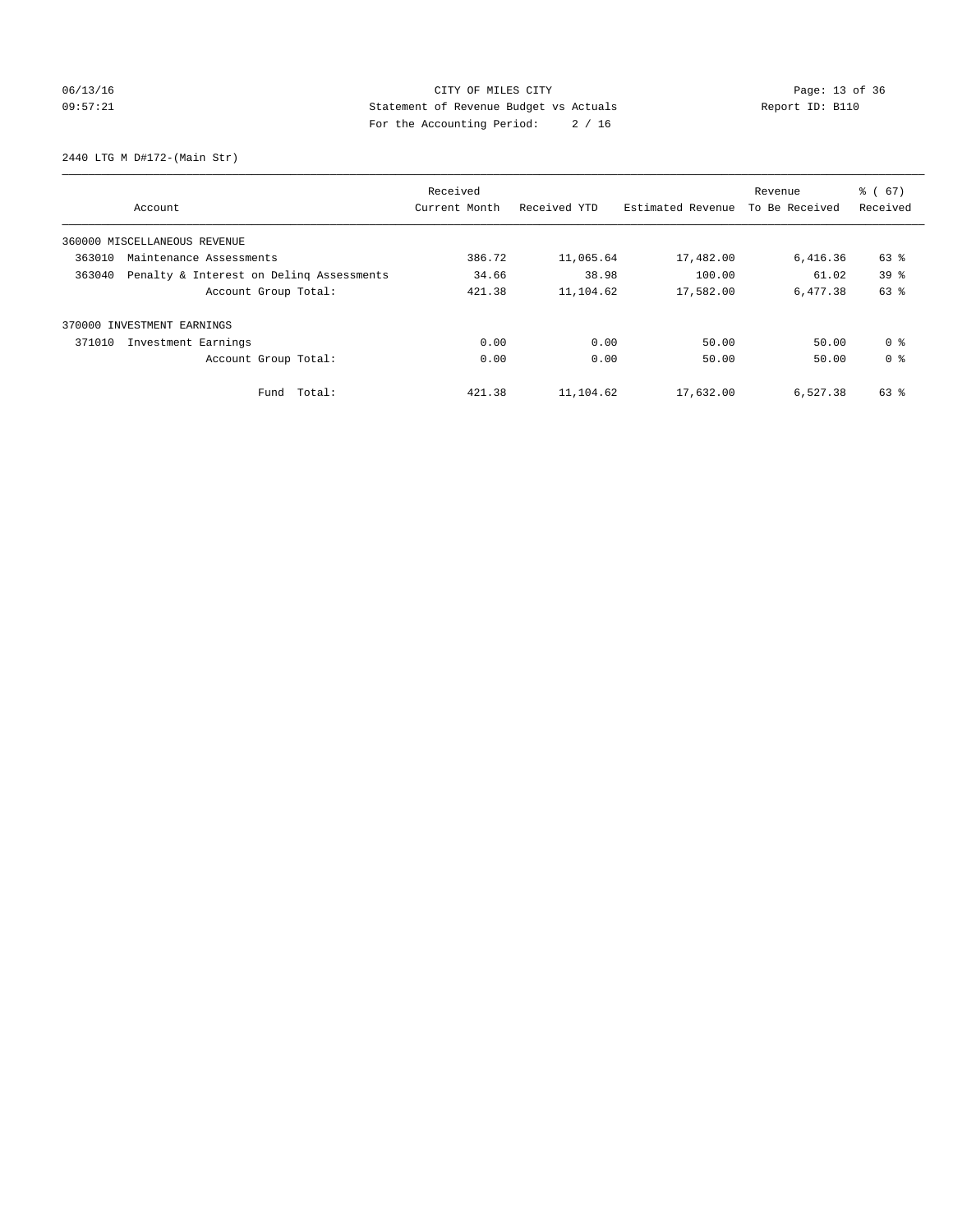CITY OF MILES CITY
Statement of Revenue Budget vs Actuals
For the Accounting Period: 2 / 16

2440 LTG M D#172-(Main Str)

| Account | Received Current Month | Received YTD | Estimated Revenue | Revenue To Be Received | % ( 67) Received |
|---|---|---|---|---|---|
| 360000 MISCELLANEOUS REVENUE | | | | | |
| 363010 Maintenance Assessments | 386.72 | 11,065.64 | 17,482.00 | 6,416.36 | 63 % |
| 363040 Penalty & Interest on Delinq Assessments | 34.66 | 38.98 | 100.00 | 61.02 | 39 % |
| Account Group Total: | 421.38 | 11,104.62 | 17,582.00 | 6,477.38 | 63 % |
| 370000 INVESTMENT EARNINGS | | | | | |
| 371010 Investment Earnings | 0.00 | 0.00 | 50.00 | 50.00 | 0 % |
| Account Group Total: | 0.00 | 0.00 | 50.00 | 50.00 | 0 % |
| Fund Total: | 421.38 | 11,104.62 | 17,632.00 | 6,527.38 | 63 % |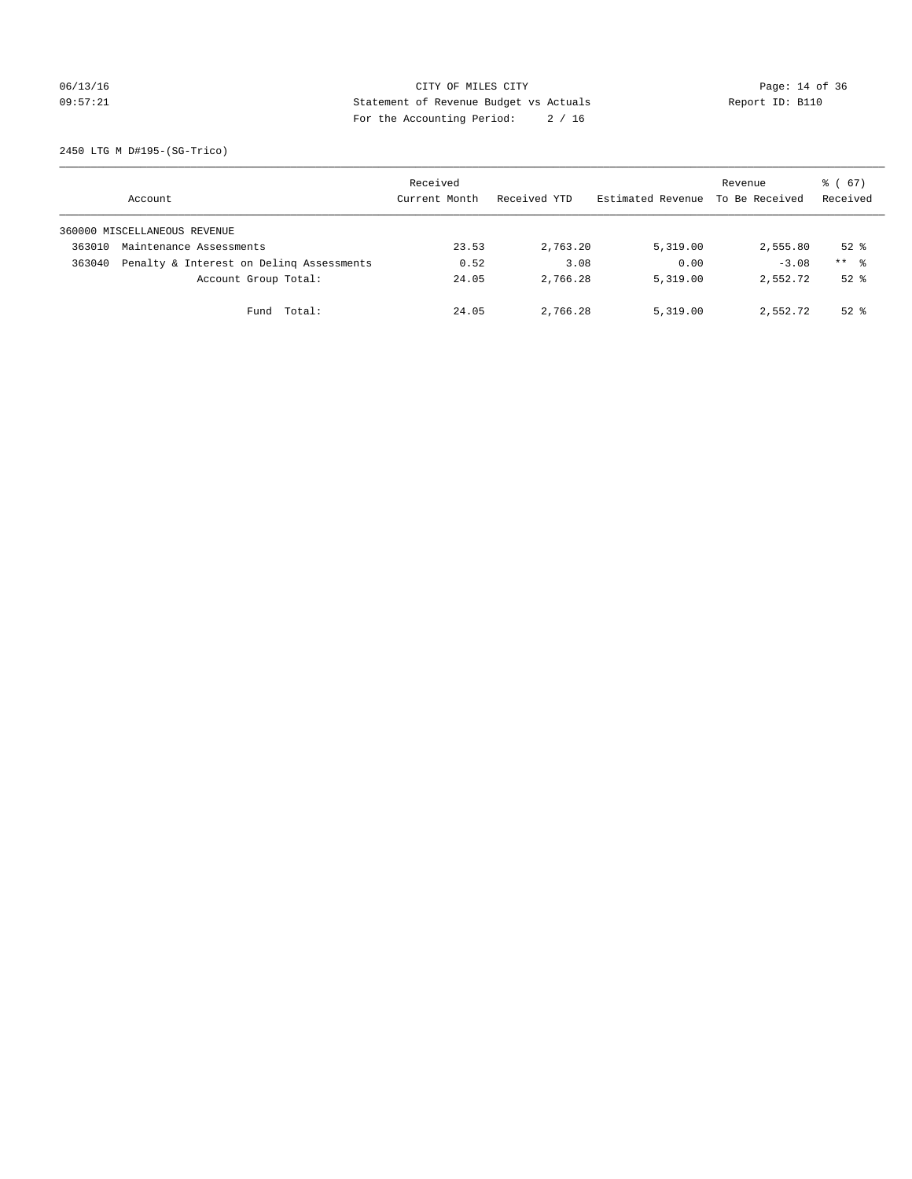CITY OF MILES CITY
Statement of Revenue Budget vs Actuals
For the Accounting Period: 2 / 16

06/13/16
09:57:21

Report ID: B110

2450 LTG M D#195-(SG-Trico)

| Account | Received Current Month | Received YTD | Estimated Revenue | Revenue To Be Received | % ( 67) Received |
|---|---|---|---|---|---|
| 360000 MISCELLANEOUS REVENUE | | | | | |
| 363010 Maintenance Assessments | 23.53 | 2,763.20 | 5,319.00 | 2,555.80 | 52 % |
| 363040 Penalty & Interest on Delinq Assessments | 0.52 | 3.08 | 0.00 | -3.08 | ** % |
| Account Group Total: | 24.05 | 2,766.28 | 5,319.00 | 2,552.72 | 52 % |
| Fund Total: | 24.05 | 2,766.28 | 5,319.00 | 2,552.72 | 52 % |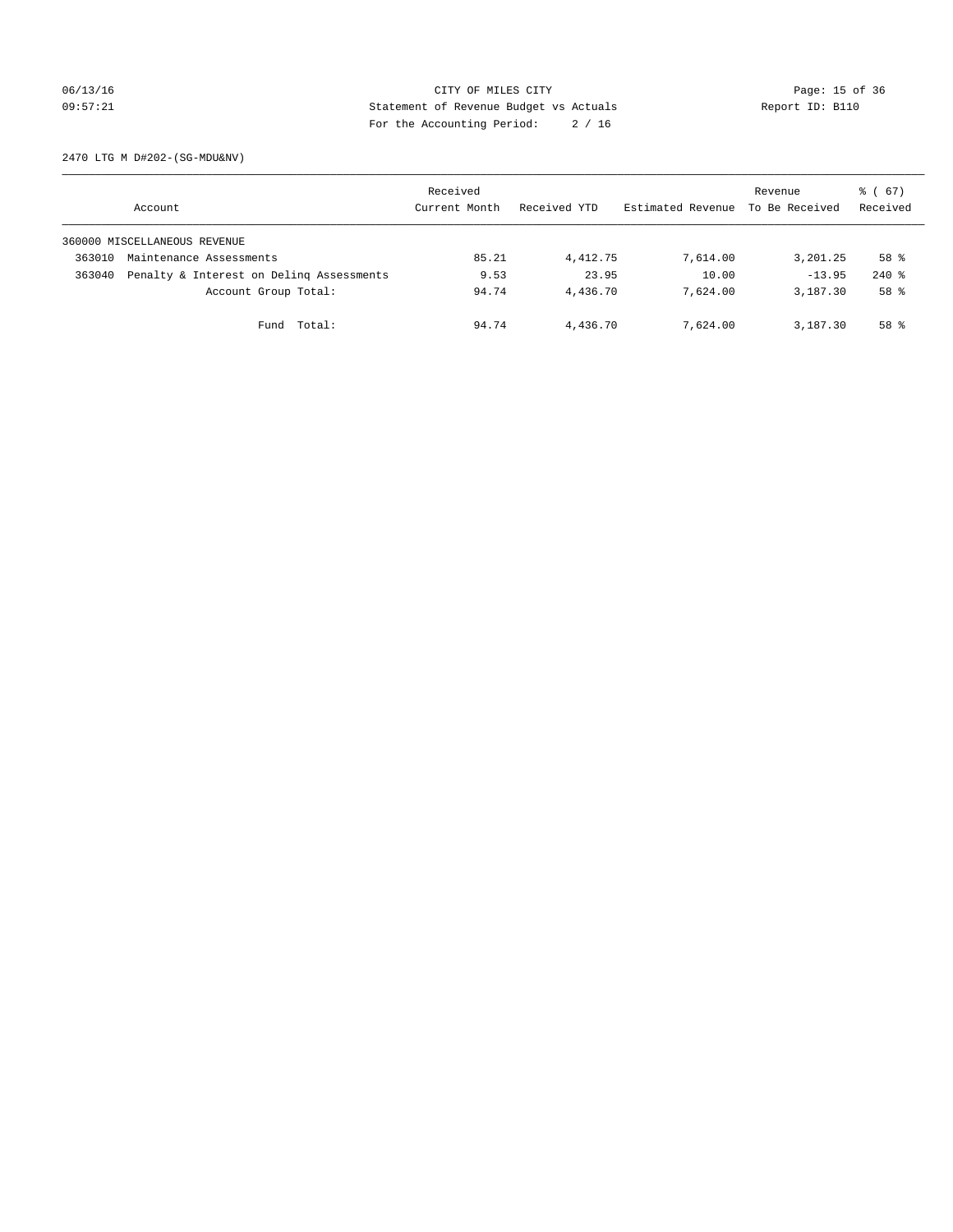CITY OF MILES CITY
Statement of Revenue Budget vs Actuals
For the Accounting Period: 2 / 16

2470 LTG M D#202-(SG-MDU&NV)

| Account | | Received Current Month | Received YTD | Estimated Revenue | Revenue To Be Received | % ( 67) Received |
|---|---|---|---|---|---|---|
| 360000 MISCELLANEOUS REVENUE | | | | | | |
| 363010 | Maintenance Assessments | 85.21 | 4,412.75 | 7,614.00 | 3,201.25 | 58 % |
| 363040 | Penalty & Interest on Delinq Assessments | 9.53 | 23.95 | 10.00 | -13.95 | 240 % |
| | Account Group Total: | 94.74 | 4,436.70 | 7,624.00 | 3,187.30 | 58 % |
| | Fund Total: | 94.74 | 4,436.70 | 7,624.00 | 3,187.30 | 58 % |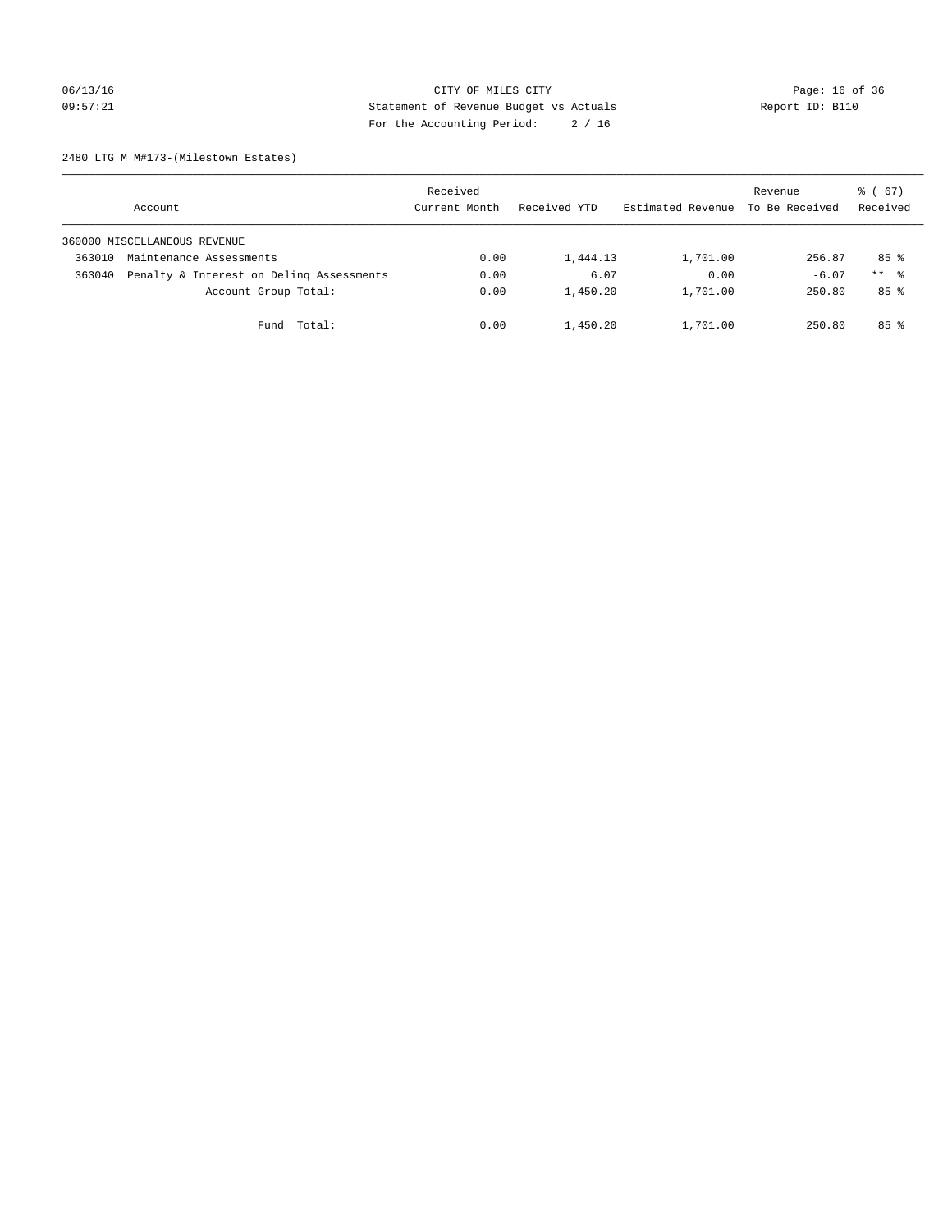CITY OF MILES CITY
Statement of Revenue Budget vs Actuals
For the Accounting Period: 2 / 16

06/13/16
09:57:21

Report ID: B110

2480 LTG M M#173-(Milestown Estates)

| Account | Received Current Month | Received YTD | Estimated Revenue | Revenue To Be Received | % ( 67) Received |
|---|---|---|---|---|---|
| 360000 MISCELLANEOUS REVENUE | | | | | |
| 363010 Maintenance Assessments | 0.00 | 1,444.13 | 1,701.00 | 256.87 | 85 % |
| 363040 Penalty & Interest on Delinq Assessments | 0.00 | 6.07 | 0.00 | -6.07 | ** % |
| Account Group Total: | 0.00 | 1,450.20 | 1,701.00 | 250.80 | 85 % |
| Fund Total: | 0.00 | 1,450.20 | 1,701.00 | 250.80 | 85 % |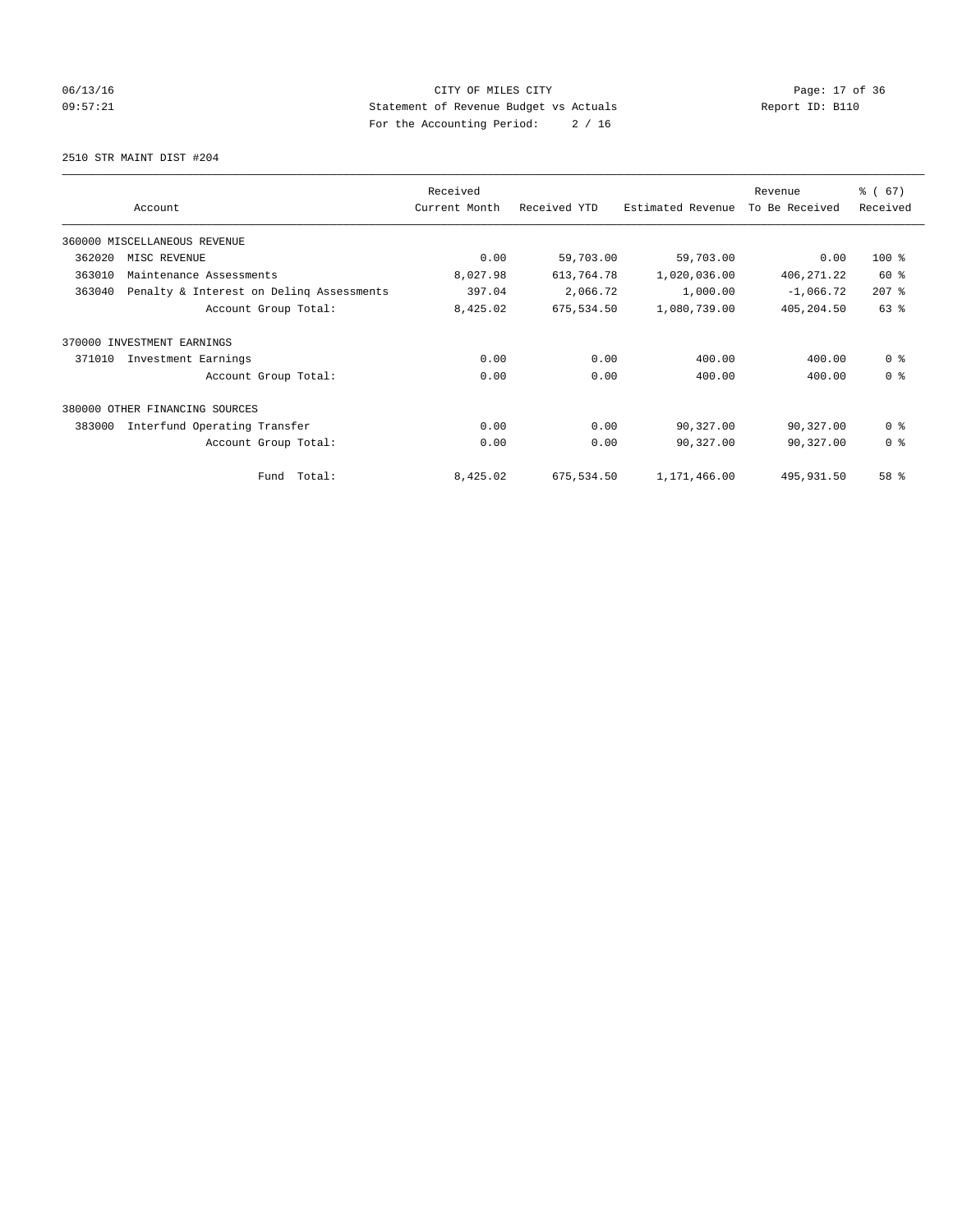CITY OF MILES CITY
Statement of Revenue Budget vs Actuals
For the Accounting Period: 2 / 16

06/13/16
09:57:21

Report ID: B110

2510 STR MAINT DIST #204

| Account | Received Current Month | Received YTD | Estimated Revenue | Revenue To Be Received | % ( 67) Received |
|---|---|---|---|---|---|
| 360000 MISCELLANEOUS REVENUE | | | | | |
| 362020 MISC REVENUE | 0.00 | 59,703.00 | 59,703.00 | 0.00 | 100 % |
| 363010 Maintenance Assessments | 8,027.98 | 613,764.78 | 1,020,036.00 | 406,271.22 | 60 % |
| 363040 Penalty & Interest on Delinq Assessments | 397.04 | 2,066.72 | 1,000.00 | -1,066.72 | 207 % |
| Account Group Total: | 8,425.02 | 675,534.50 | 1,080,739.00 | 405,204.50 | 63 % |
| 370000 INVESTMENT EARNINGS | | | | | |
| 371010 Investment Earnings | 0.00 | 0.00 | 400.00 | 400.00 | 0 % |
| Account Group Total: | 0.00 | 0.00 | 400.00 | 400.00 | 0 % |
| 380000 OTHER FINANCING SOURCES | | | | | |
| 383000 Interfund Operating Transfer | 0.00 | 0.00 | 90,327.00 | 90,327.00 | 0 % |
| Account Group Total: | 0.00 | 0.00 | 90,327.00 | 90,327.00 | 0 % |
| Fund Total: | 8,425.02 | 675,534.50 | 1,171,466.00 | 495,931.50 | 58 % |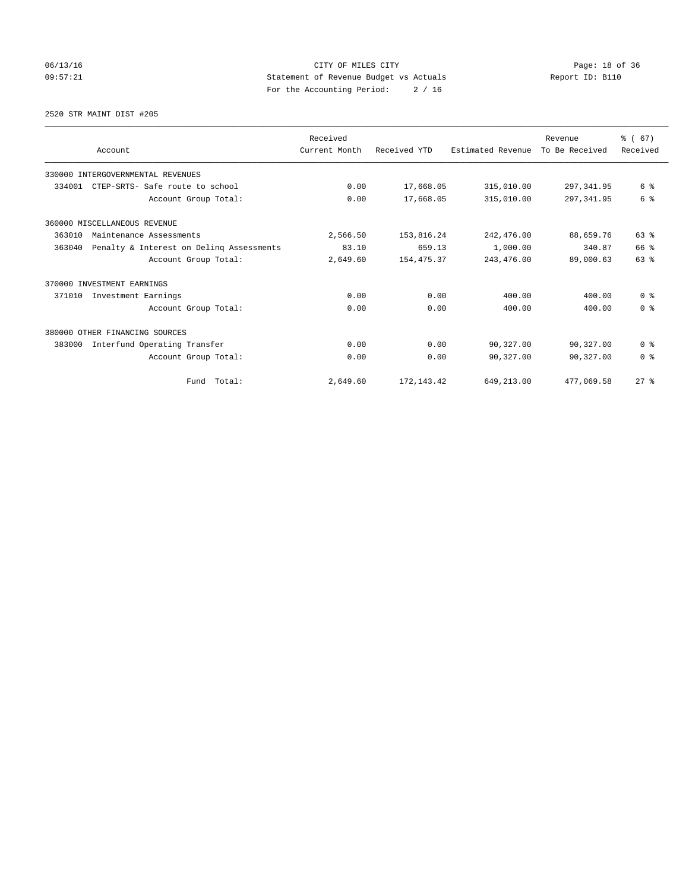CITY OF MILES CITY

Statement of Revenue Budget vs Actuals

For the Accounting Period: 2 / 16

06/13/16 09:57:21 Report ID: B110

2520 STR MAINT DIST #205

| Account | Received Current Month | Received YTD | Estimated Revenue | Revenue To Be Received | % ( 67) Received |
|---|---|---|---|---|---|
| 330000 INTERGOVERNMENTAL REVENUES | | | | | |
| 334001 CTEP-SRTS- Safe route to school | 0.00 | 17,668.05 | 315,010.00 | 297,341.95 | 6 % |
| Account Group Total: | 0.00 | 17,668.05 | 315,010.00 | 297,341.95 | 6 % |
| 360000 MISCELLANEOUS REVENUE | | | | | |
| 363010 Maintenance Assessments | 2,566.50 | 153,816.24 | 242,476.00 | 88,659.76 | 63 % |
| 363040 Penalty & Interest on Delinq Assessments | 83.10 | 659.13 | 1,000.00 | 340.87 | 66 % |
| Account Group Total: | 2,649.60 | 154,475.37 | 243,476.00 | 89,000.63 | 63 % |
| 370000 INVESTMENT EARNINGS | | | | | |
| 371010 Investment Earnings | 0.00 | 0.00 | 400.00 | 400.00 | 0 % |
| Account Group Total: | 0.00 | 0.00 | 400.00 | 400.00 | 0 % |
| 380000 OTHER FINANCING SOURCES | | | | | |
| 383000 Interfund Operating Transfer | 0.00 | 0.00 | 90,327.00 | 90,327.00 | 0 % |
| Account Group Total: | 0.00 | 0.00 | 90,327.00 | 90,327.00 | 0 % |
| Fund Total: | 2,649.60 | 172,143.42 | 649,213.00 | 477,069.58 | 27 % |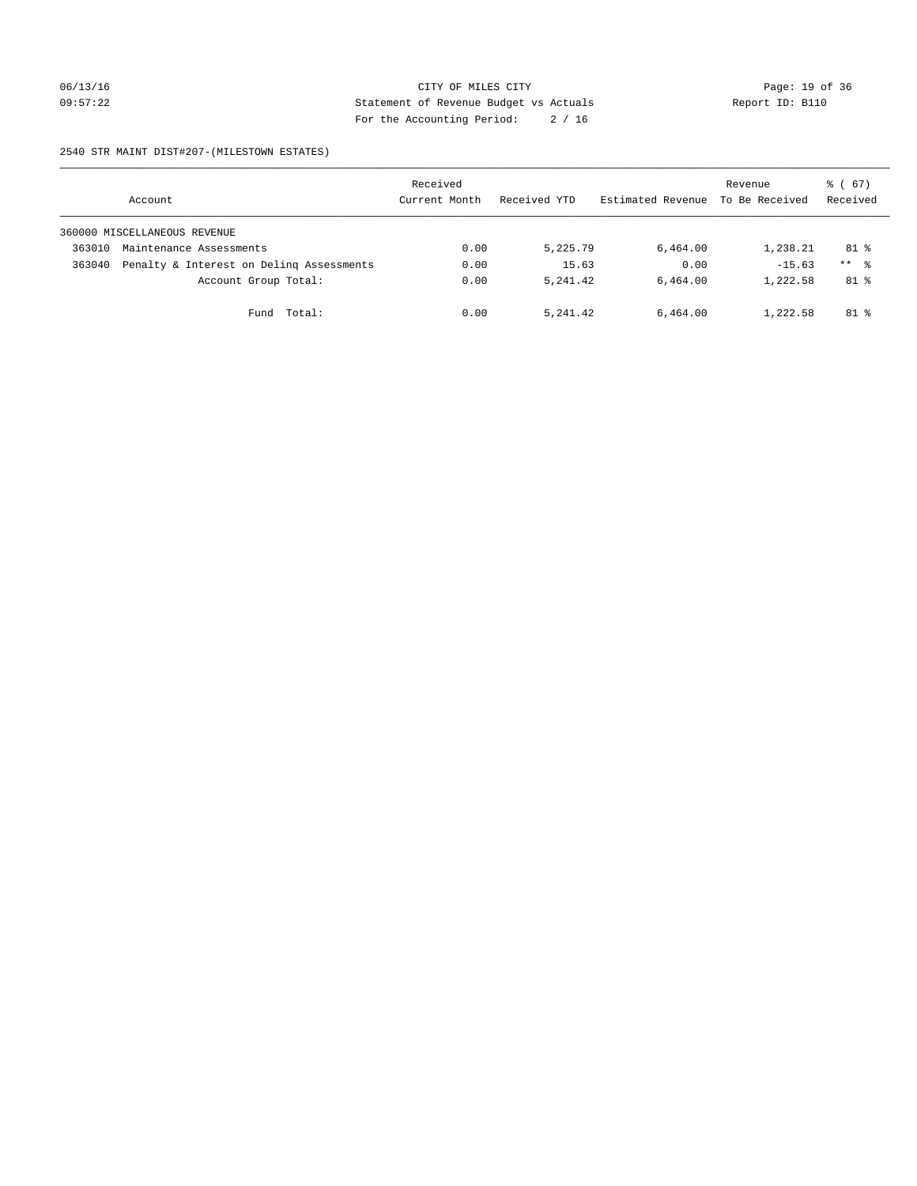CITY OF MILES CITY
Statement of Revenue Budget vs Actuals
For the Accounting Period: 2 / 16

2540 STR MAINT DIST#207-(MILESTOWN ESTATES)

| Account | | Received Current Month | Received YTD | Estimated Revenue | Revenue To Be Received | % ( 67) Received |
|---|---|---|---|---|---|---|
| 360000 MISCELLANEOUS REVENUE | | | | | | |
| 363010 | Maintenance Assessments | 0.00 | 5,225.79 | 6,464.00 | 1,238.21 | 81 % |
| 363040 | Penalty & Interest on Delinq Assessments | 0.00 | 15.63 | 0.00 | -15.63 | ** % |
| | Account Group Total: | 0.00 | 5,241.42 | 6,464.00 | 1,222.58 | 81 % |
| | Fund Total: | 0.00 | 5,241.42 | 6,464.00 | 1,222.58 | 81 % |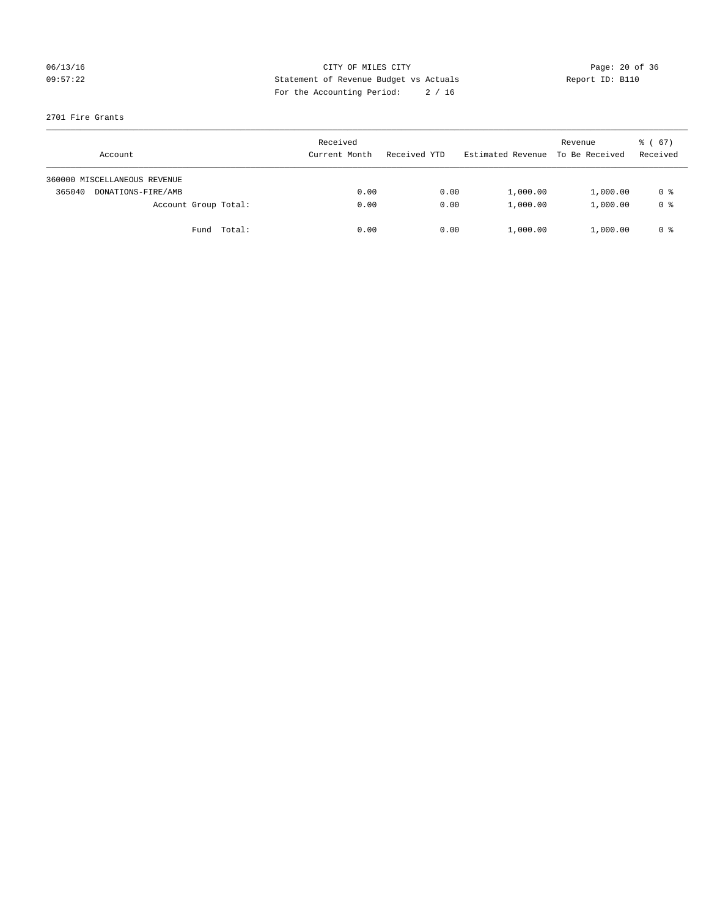CITY OF MILES CITY
Statement of Revenue Budget vs Actuals
For the Accounting Period: 2 / 16

06/13/16
09:57:22

Report ID: B110

2701 Fire Grants

| Account | Received Current Month | Received YTD | Estimated Revenue | Revenue To Be Received | % ( 67) Received |
|---|---|---|---|---|---|
| 360000 MISCELLANEOUS REVENUE | | | | | |
| 365040 DONATIONS-FIRE/AMB | 0.00 | 0.00 | 1,000.00 | 1,000.00 | 0 % |
| Account Group Total: | 0.00 | 0.00 | 1,000.00 | 1,000.00 | 0 % |
| Fund Total: | 0.00 | 0.00 | 1,000.00 | 1,000.00 | 0 % |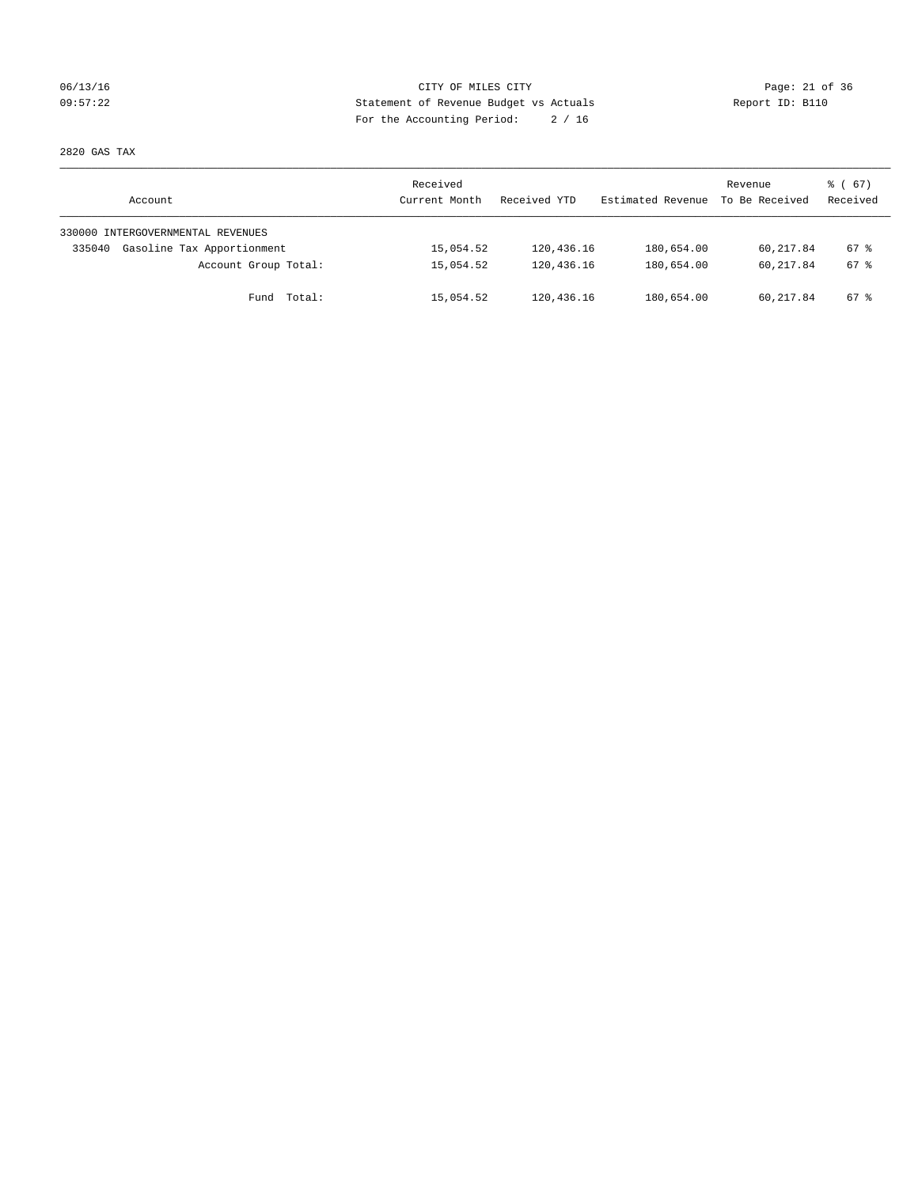CITY OF MILES CITY
Statement of Revenue Budget vs Actuals
For the Accounting Period: 2 / 16

06/13/16
09:57:22

Report ID: B110

2820 GAS TAX

| Account | Received Current Month | Received YTD | Estimated Revenue | Revenue To Be Received | % ( 67) Received |
|---|---|---|---|---|---|
| 330000 INTERGOVERNMENTAL REVENUES | | | | | |
| 335040 Gasoline Tax Apportionment | 15,054.52 | 120,436.16 | 180,654.00 | 60,217.84 | 67 % |
| Account Group Total: | 15,054.52 | 120,436.16 | 180,654.00 | 60,217.84 | 67 % |
| Fund Total: | 15,054.52 | 120,436.16 | 180,654.00 | 60,217.84 | 67 % |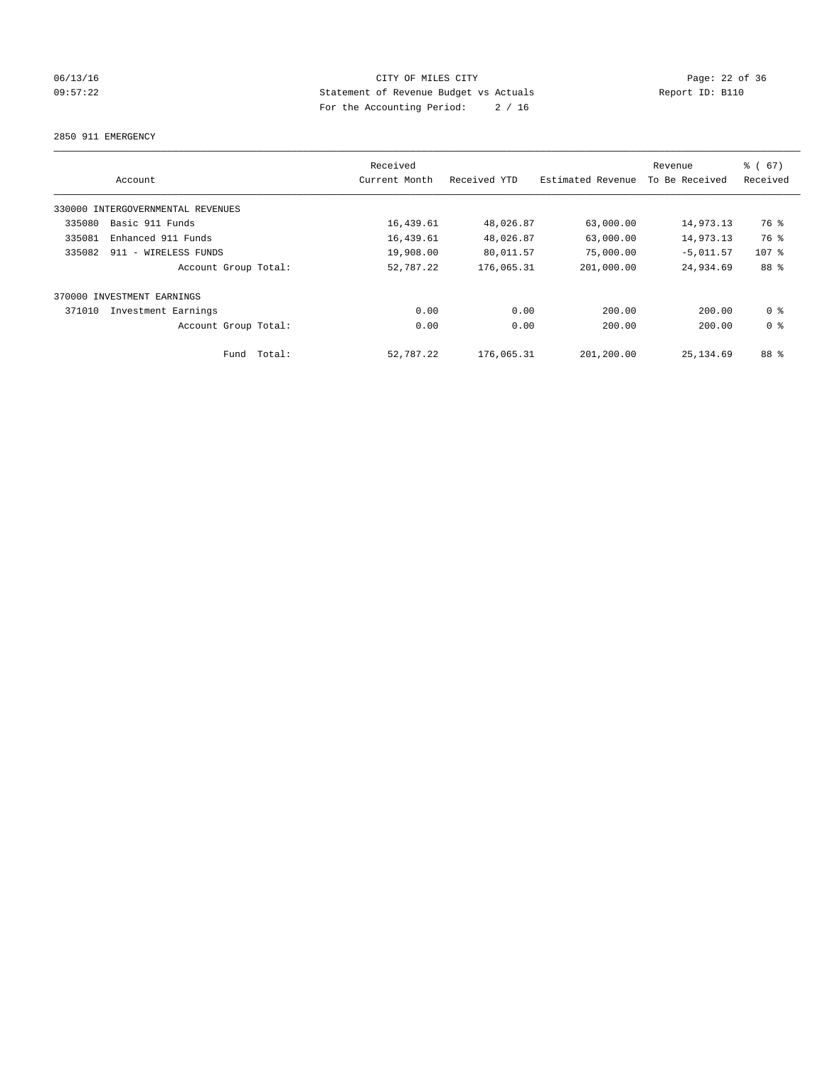CITY OF MILES CITY
Statement of Revenue Budget vs Actuals
For the Accounting Period: 2 / 16

2850 911 EMERGENCY

| Account | Received Current Month | Received YTD | Estimated Revenue | Revenue To Be Received | % ( 67) Received |
|---|---|---|---|---|---|
| 330000 INTERGOVERNMENTAL REVENUES | | | | | |
| 335080 Basic 911 Funds | 16,439.61 | 48,026.87 | 63,000.00 | 14,973.13 | 76 % |
| 335081 Enhanced 911 Funds | 16,439.61 | 48,026.87 | 63,000.00 | 14,973.13 | 76 % |
| 335082 911 - WIRELESS FUNDS | 19,908.00 | 80,011.57 | 75,000.00 | -5,011.57 | 107 % |
| Account Group Total: | 52,787.22 | 176,065.31 | 201,000.00 | 24,934.69 | 88 % |
| 370000 INVESTMENT EARNINGS | | | | | |
| 371010 Investment Earnings | 0.00 | 0.00 | 200.00 | 200.00 | 0 % |
| Account Group Total: | 0.00 | 0.00 | 200.00 | 200.00 | 0 % |
| Fund Total: | 52,787.22 | 176,065.31 | 201,200.00 | 25,134.69 | 88 % |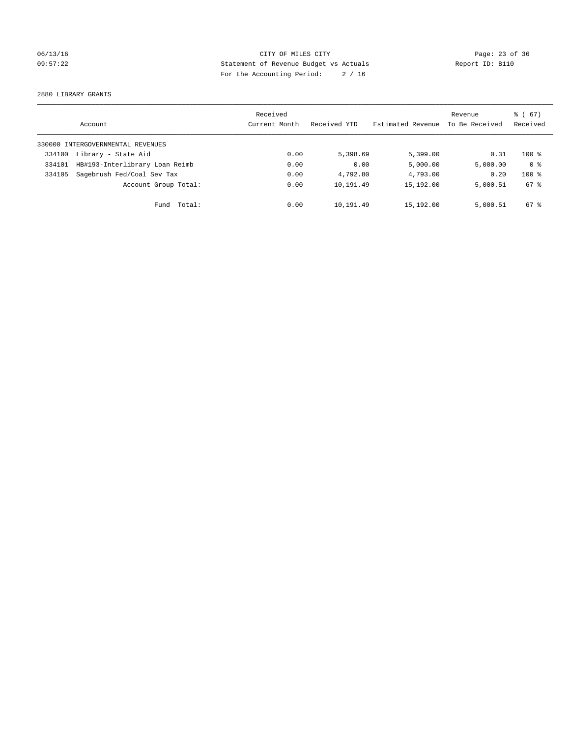CITY OF MILES CITY
Statement of Revenue Budget vs Actuals
For the Accounting Period: 2 / 16

06/13/16
09:57:22

Report ID: B110

2880 LIBRARY GRANTS

| Account | | Received Current Month | Received YTD | Estimated Revenue | Revenue To Be Received | % ( 67) Received |
|---|---|---|---|---|---|---|
| 330000 INTERGOVERNMENTAL REVENUES | | | | | | |
| 334100 | Library - State Aid | 0.00 | 5,398.69 | 5,399.00 | 0.31 | 100 % |
| 334101 | HB#193-Interlibrary Loan Reimb | 0.00 | 0.00 | 5,000.00 | 5,000.00 | 0 % |
| 334105 | Sagebrush Fed/Coal Sev Tax | 0.00 | 4,792.80 | 4,793.00 | 0.20 | 100 % |
| | Account Group Total: | 0.00 | 10,191.49 | 15,192.00 | 5,000.51 | 67 % |
| | Fund Total: | 0.00 | 10,191.49 | 15,192.00 | 5,000.51 | 67 % |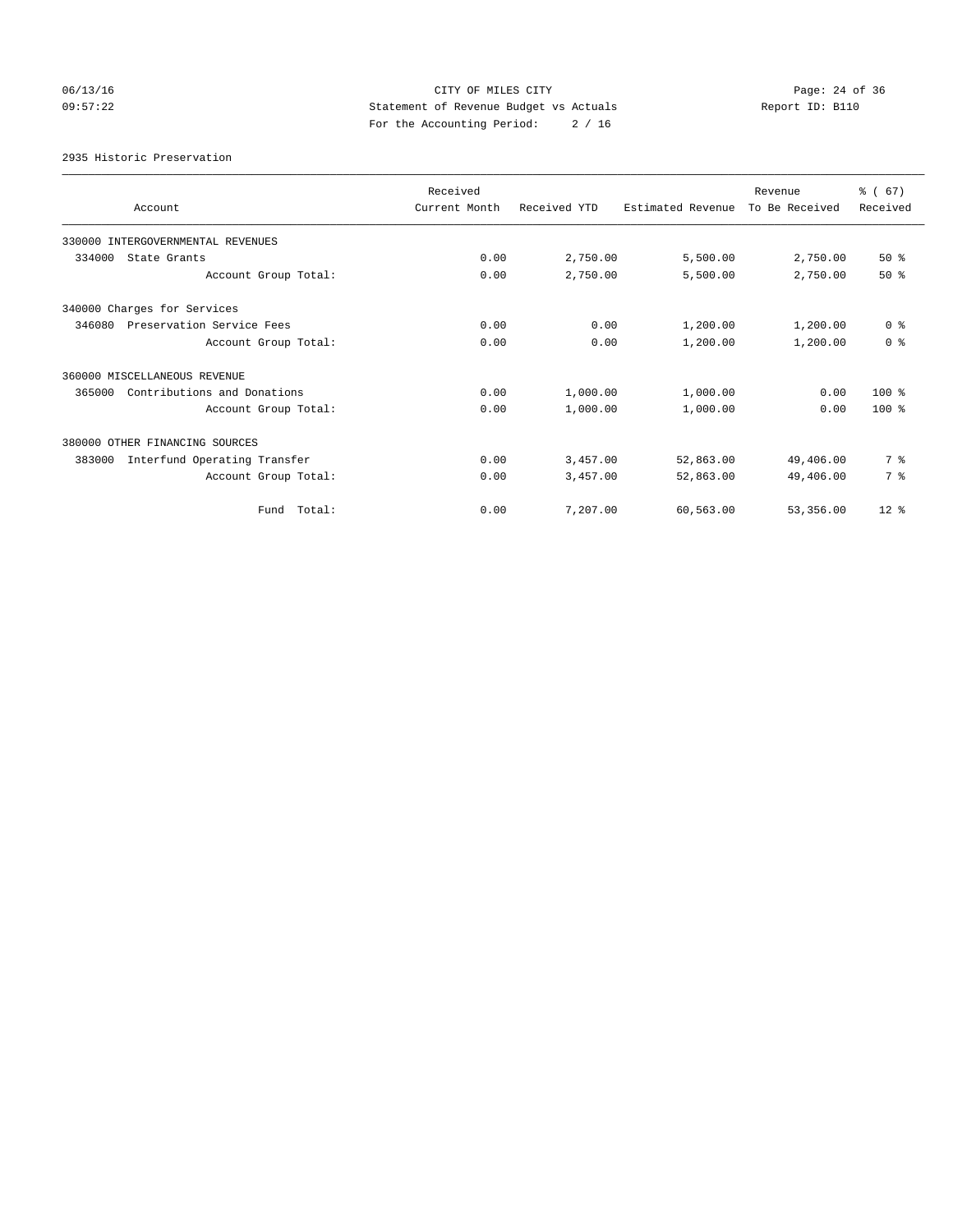CITY OF MILES CITY
Statement of Revenue Budget vs Actuals
For the Accounting Period: 2 / 16

06/13/16
09:57:22

Report ID: B110

2935 Historic Preservation

| Account | Received Current Month | Received YTD | Estimated Revenue | Revenue To Be Received | % ( 67) Received |
|---|---|---|---|---|---|
| 330000 INTERGOVERNMENTAL REVENUES | | | | | |
| 334000 State Grants | 0.00 | 2,750.00 | 5,500.00 | 2,750.00 | 50 % |
| Account Group Total: | 0.00 | 2,750.00 | 5,500.00 | 2,750.00 | 50 % |
| 340000 Charges for Services | | | | | |
| 346080 Preservation Service Fees | 0.00 | 0.00 | 1,200.00 | 1,200.00 | 0 % |
| Account Group Total: | 0.00 | 0.00 | 1,200.00 | 1,200.00 | 0 % |
| 360000 MISCELLANEOUS REVENUE | | | | | |
| 365000 Contributions and Donations | 0.00 | 1,000.00 | 1,000.00 | 0.00 | 100 % |
| Account Group Total: | 0.00 | 1,000.00 | 1,000.00 | 0.00 | 100 % |
| 380000 OTHER FINANCING SOURCES | | | | | |
| 383000 Interfund Operating Transfer | 0.00 | 3,457.00 | 52,863.00 | 49,406.00 | 7 % |
| Account Group Total: | 0.00 | 3,457.00 | 52,863.00 | 49,406.00 | 7 % |
| Fund Total: | 0.00 | 7,207.00 | 60,563.00 | 53,356.00 | 12 % |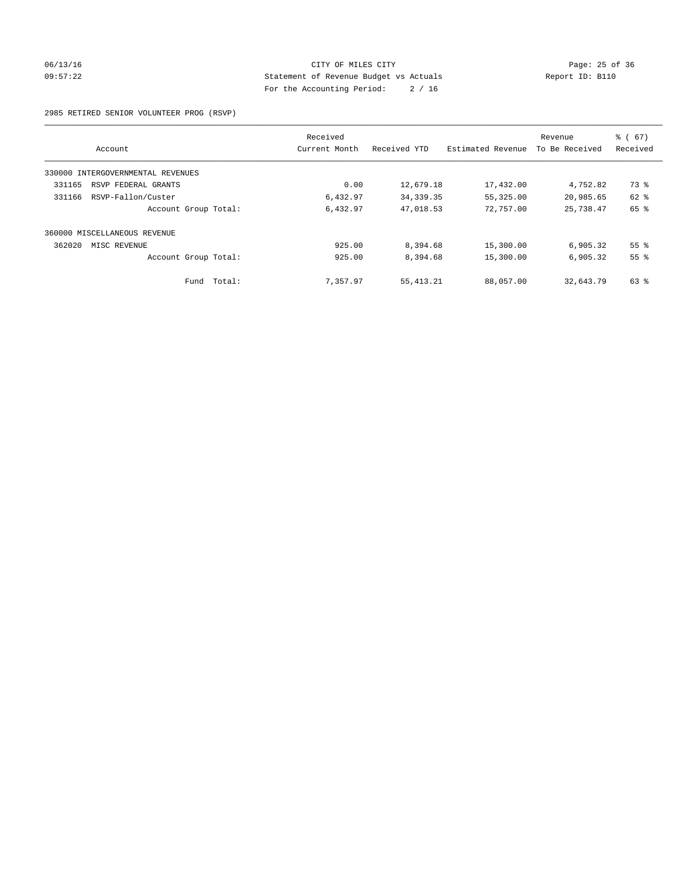CITY OF MILES CITY
Statement of Revenue Budget vs Actuals
For the Accounting Period: 2 / 16

2985 RETIRED SENIOR VOLUNTEER PROG (RSVP)

| Account | Received Current Month | Received YTD | Estimated Revenue | Revenue To Be Received | % ( 67) Received |
|---|---|---|---|---|---|
| 330000 INTERGOVERNMENTAL REVENUES | | | | | |
| 331165 RSVP FEDERAL GRANTS | 0.00 | 12,679.18 | 17,432.00 | 4,752.82 | 73 % |
| 331166 RSVP-Fallon/Custer | 6,432.97 | 34,339.35 | 55,325.00 | 20,985.65 | 62 % |
| Account Group Total: | 6,432.97 | 47,018.53 | 72,757.00 | 25,738.47 | 65 % |
| 360000 MISCELLANEOUS REVENUE | | | | | |
| 362020 MISC REVENUE | 925.00 | 8,394.68 | 15,300.00 | 6,905.32 | 55 % |
| Account Group Total: | 925.00 | 8,394.68 | 15,300.00 | 6,905.32 | 55 % |
| Fund Total: | 7,357.97 | 55,413.21 | 88,057.00 | 32,643.79 | 63 % |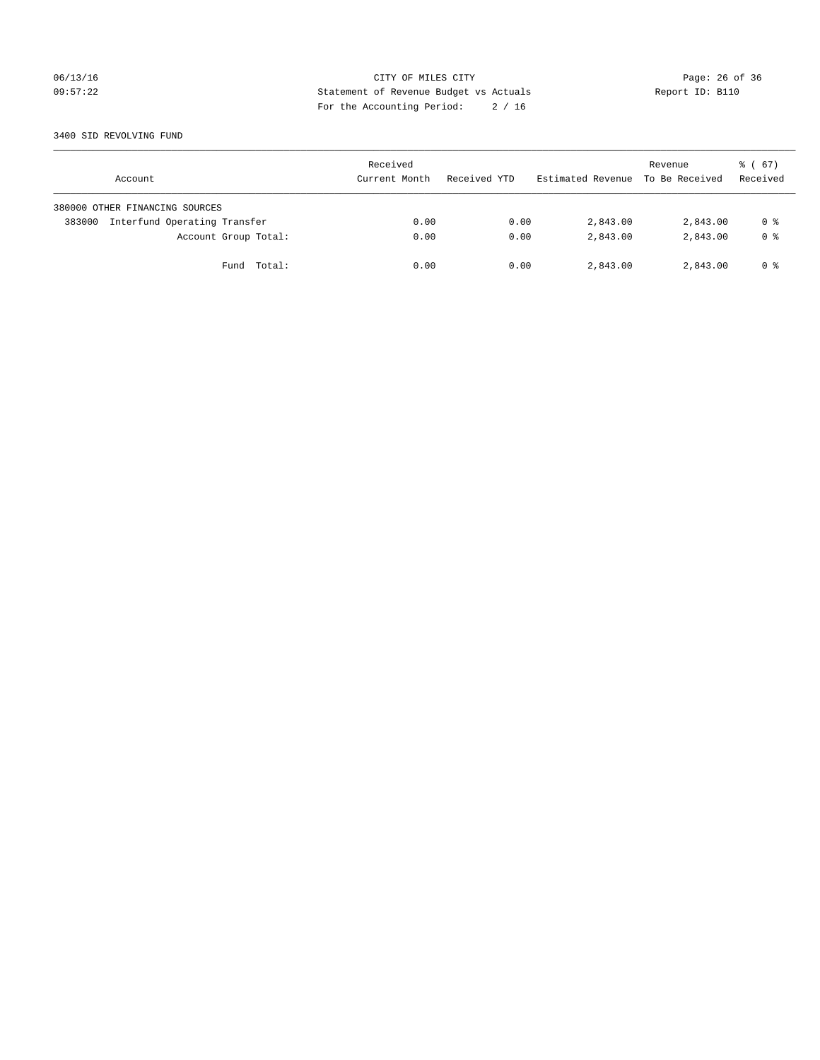CITY OF MILES CITY
Statement of Revenue Budget vs Actuals
For the Accounting Period: 2 / 16

06/13/16
09:57:22

Report ID: B110

3400 SID REVOLVING FUND

| Account | Received Current Month | Received YTD | Estimated Revenue | Revenue To Be Received | % ( 67) Received |
|---|---|---|---|---|---|
| 380000 OTHER FINANCING SOURCES | | | | | |
| 383000 Interfund Operating Transfer | 0.00 | 0.00 | 2,843.00 | 2,843.00 | 0 % |
| Account Group Total: | 0.00 | 0.00 | 2,843.00 | 2,843.00 | 0 % |
| Fund Total: | 0.00 | 0.00 | 2,843.00 | 2,843.00 | 0 % |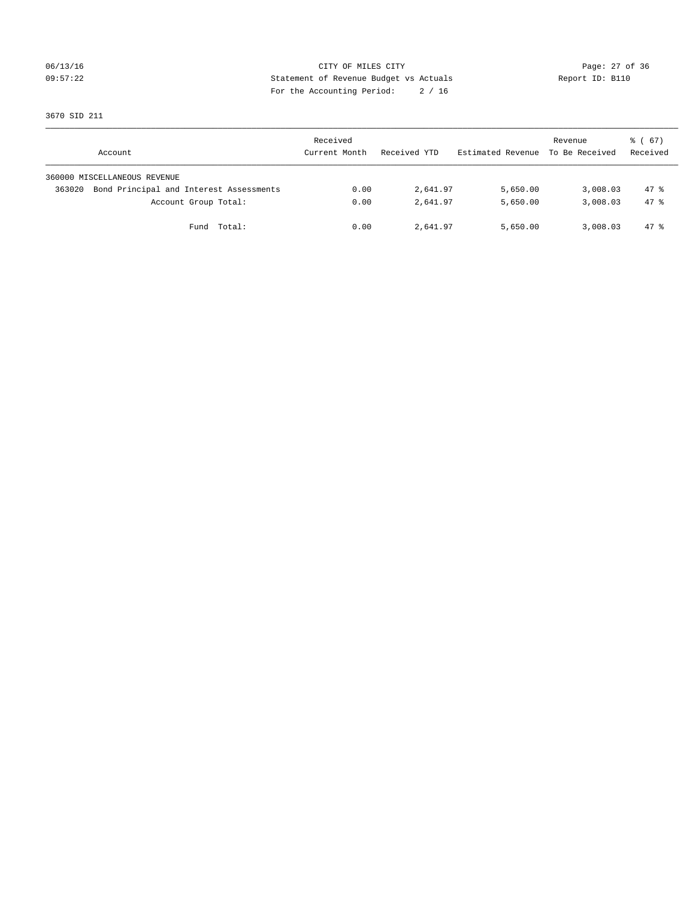CITY OF MILES CITY

Statement of Revenue Budget vs Actuals

For the Accounting Period: 2 / 16

06/13/16
09:57:22

Report ID: B110

3670 SID 211

| Account | Received Current Month | Received YTD | Estimated Revenue | Revenue To Be Received | % ( 67) Received |
|---|---|---|---|---|---|
| 360000 MISCELLANEOUS REVENUE | | | | | |
| 363020 Bond Principal and Interest Assessments | 0.00 | 2,641.97 | 5,650.00 | 3,008.03 | 47 % |
| Account Group Total: | 0.00 | 2,641.97 | 5,650.00 | 3,008.03 | 47 % |
| Fund Total: | 0.00 | 2,641.97 | 5,650.00 | 3,008.03 | 47 % |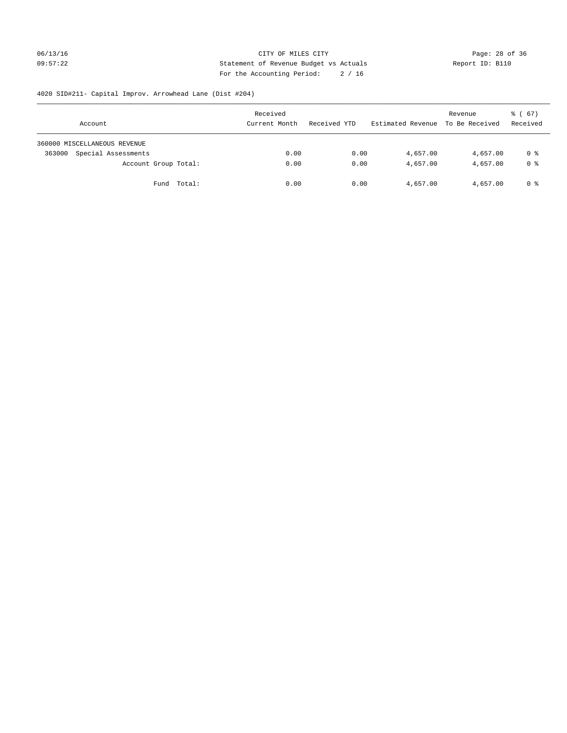CITY OF MILES CITY
Statement of Revenue Budget vs Actuals
For the Accounting Period: 2 / 16

06/13/16
09:57:22

Report ID: B110

4020 SID#211- Capital Improv. Arrowhead Lane (Dist #204)

| Account | Received Current Month | Received YTD | Estimated Revenue | Revenue To Be Received | % ( 67) Received |
|---|---|---|---|---|---|
| 360000 MISCELLANEOUS REVENUE | | | | | |
| 363000 Special Assessments | 0.00 | 0.00 | 4,657.00 | 4,657.00 | 0 % |
| Account Group Total: | 0.00 | 0.00 | 4,657.00 | 4,657.00 | 0 % |
| Fund Total: | 0.00 | 0.00 | 4,657.00 | 4,657.00 | 0 % |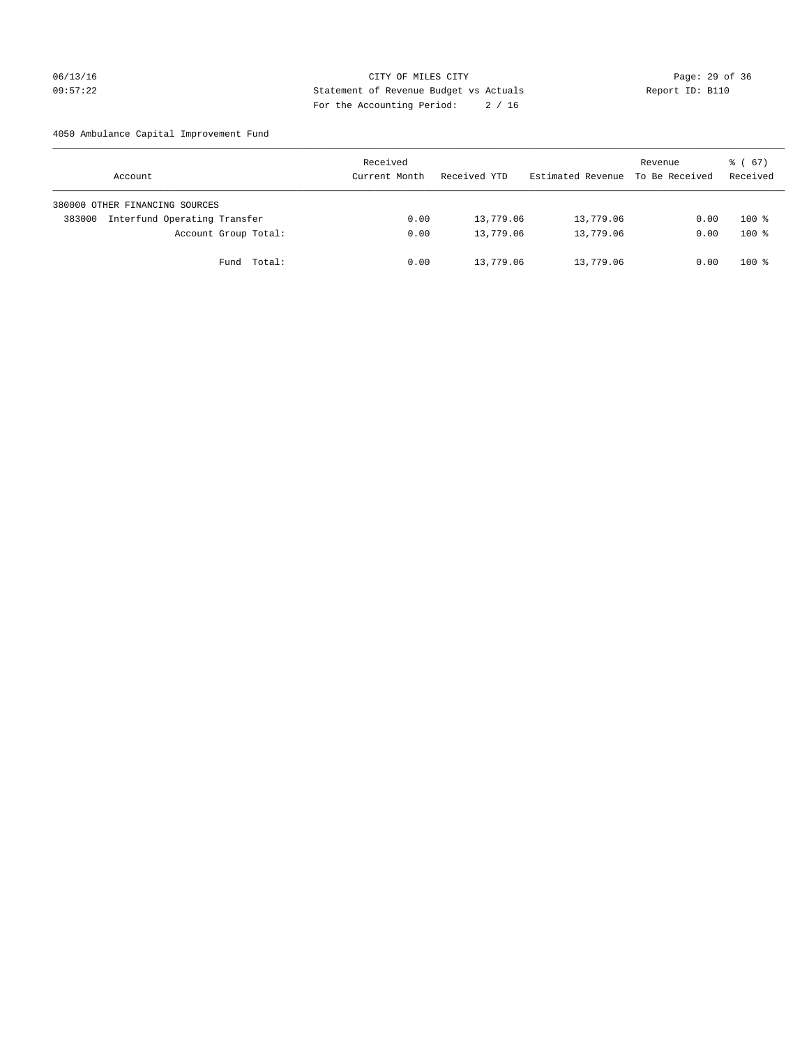CITY OF MILES CITY
Statement of Revenue Budget vs Actuals
For the Accounting Period: 2 / 16

06/13/16
09:57:22

Report ID: B110

4050 Ambulance Capital Improvement Fund

| Account | Received Current Month | Received YTD | Estimated Revenue | Revenue To Be Received | % ( 67) Received |
|---|---|---|---|---|---|
| 380000 OTHER FINANCING SOURCES | | | | | |
| 383000 Interfund Operating Transfer | 0.00 | 13,779.06 | 13,779.06 | 0.00 | 100 % |
| Account Group Total: | 0.00 | 13,779.06 | 13,779.06 | 0.00 | 100 % |
| Fund Total: | 0.00 | 13,779.06 | 13,779.06 | 0.00 | 100 % |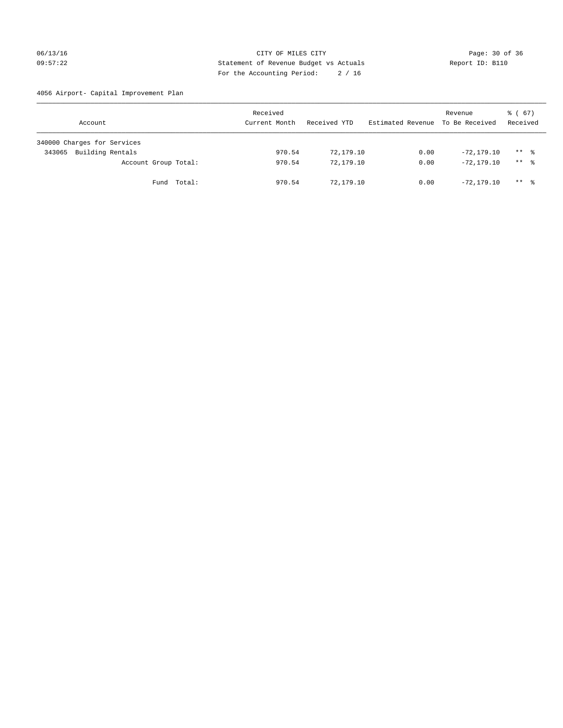CITY OF MILES CITY
Statement of Revenue Budget vs Actuals
For the Accounting Period: 2 / 16

06/13/16
09:57:22

Report ID: B110

4056 Airport- Capital Improvement Plan

| Account | Received Current Month | Received YTD | Estimated Revenue | Revenue To Be Received | % ( 67) Received |
|---|---|---|---|---|---|
| 340000 Charges for Services | | | | | |
| 343065 Building Rentals | 970.54 | 72,179.10 | 0.00 | -72,179.10 | ** % |
| Account Group Total: | 970.54 | 72,179.10 | 0.00 | -72,179.10 | ** % |
| Fund Total: | 970.54 | 72,179.10 | 0.00 | -72,179.10 | ** % |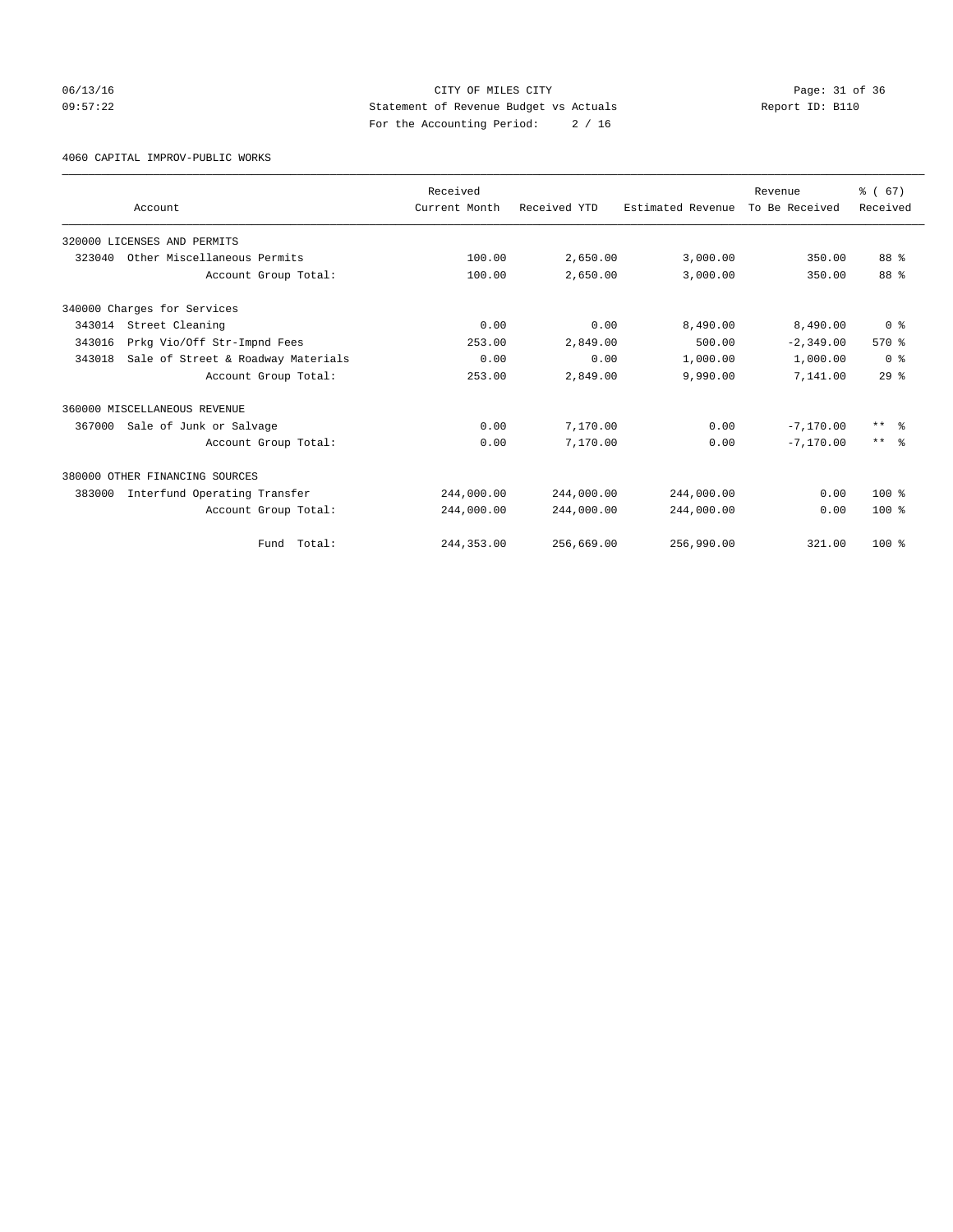CITY OF MILES CITY
Statement of Revenue Budget vs Actuals
For the Accounting Period: 2 / 16

06/13/16
09:57:22

Report ID: B110

4060 CAPITAL IMPROV-PUBLIC WORKS

| Account | Received Current Month | Received YTD | Estimated Revenue | Revenue To Be Received | % ( 67) Received |
|---|---|---|---|---|---|
| 320000 LICENSES AND PERMITS | | | | | |
| 323040 Other Miscellaneous Permits | 100.00 | 2,650.00 | 3,000.00 | 350.00 | 88 % |
| Account Group Total: | 100.00 | 2,650.00 | 3,000.00 | 350.00 | 88 % |
| 340000 Charges for Services | | | | | |
| 343014 Street Cleaning | 0.00 | 0.00 | 8,490.00 | 8,490.00 | 0 % |
| 343016 Prkg Vio/Off Str-Impnd Fees | 253.00 | 2,849.00 | 500.00 | -2,349.00 | 570 % |
| 343018 Sale of Street & Roadway Materials | 0.00 | 0.00 | 1,000.00 | 1,000.00 | 0 % |
| Account Group Total: | 253.00 | 2,849.00 | 9,990.00 | 7,141.00 | 29 % |
| 360000 MISCELLANEOUS REVENUE | | | | | |
| 367000 Sale of Junk or Salvage | 0.00 | 7,170.00 | 0.00 | -7,170.00 | ** % |
| Account Group Total: | 0.00 | 7,170.00 | 0.00 | -7,170.00 | ** % |
| 380000 OTHER FINANCING SOURCES | | | | | |
| 383000 Interfund Operating Transfer | 244,000.00 | 244,000.00 | 244,000.00 | 0.00 | 100 % |
| Account Group Total: | 244,000.00 | 244,000.00 | 244,000.00 | 0.00 | 100 % |
| Fund Total: | 244,353.00 | 256,669.00 | 256,990.00 | 321.00 | 100 % |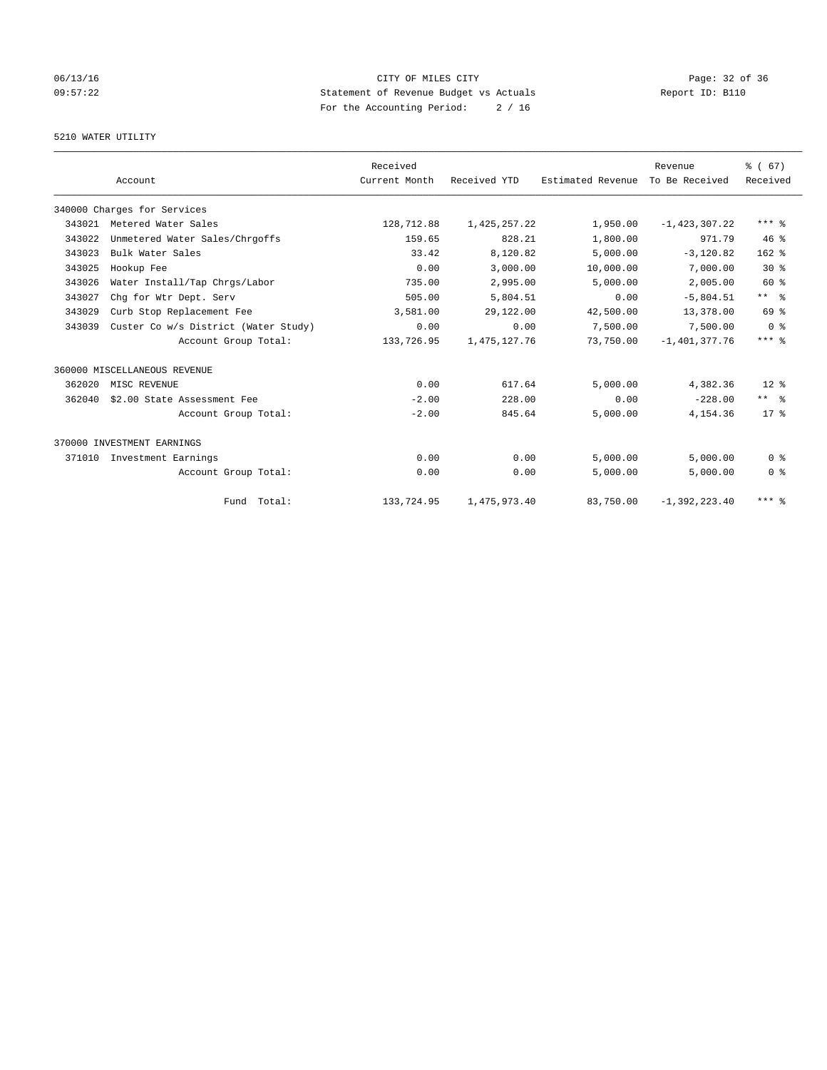CITY OF MILES CITY
Statement of Revenue Budget vs Actuals
For the Accounting Period: 2 / 16

06/13/16
09:57:22

Report ID: B110

5210 WATER UTILITY

| Account | | Received Current Month | Received YTD | Estimated Revenue | Revenue To Be Received | % ( 67) Received |
|---|---|---|---|---|---|---|
| 340000 Charges for Services | | | | | | |
| 343021 | Metered Water Sales | 128,712.88 | 1,425,257.22 | 1,950.00 | -1,423,307.22 | *** % |
| 343022 | Unmetered Water Sales/Chrgoffs | 159.65 | 828.21 | 1,800.00 | 971.79 | 46 % |
| 343023 | Bulk Water Sales | 33.42 | 8,120.82 | 5,000.00 | -3,120.82 | 162 % |
| 343025 | Hookup Fee | 0.00 | 3,000.00 | 10,000.00 | 7,000.00 | 30 % |
| 343026 | Water Install/Tap Chrgs/Labor | 735.00 | 2,995.00 | 5,000.00 | 2,005.00 | 60 % |
| 343027 | Chg for Wtr Dept. Serv | 505.00 | 5,804.51 | 0.00 | -5,804.51 | ** % |
| 343029 | Curb Stop Replacement Fee | 3,581.00 | 29,122.00 | 42,500.00 | 13,378.00 | 69 % |
| 343039 | Custer Co w/s District (Water Study) | 0.00 | 0.00 | 7,500.00 | 7,500.00 | 0 % |
| | Account Group Total: | 133,726.95 | 1,475,127.76 | 73,750.00 | -1,401,377.76 | *** % |
| 360000 MISCELLANEOUS REVENUE | | | | | | |
| 362020 | MISC REVENUE | 0.00 | 617.64 | 5,000.00 | 4,382.36 | 12 % |
| 362040 | $2.00 State Assessment Fee | -2.00 | 228.00 | 0.00 | -228.00 | ** % |
| | Account Group Total: | -2.00 | 845.64 | 5,000.00 | 4,154.36 | 17 % |
| 370000 INVESTMENT EARNINGS | | | | | | |
| 371010 | Investment Earnings | 0.00 | 0.00 | 5,000.00 | 5,000.00 | 0 % |
| | Account Group Total: | 0.00 | 0.00 | 5,000.00 | 5,000.00 | 0 % |
| | Fund Total: | 133,724.95 | 1,475,973.40 | 83,750.00 | -1,392,223.40 | *** % |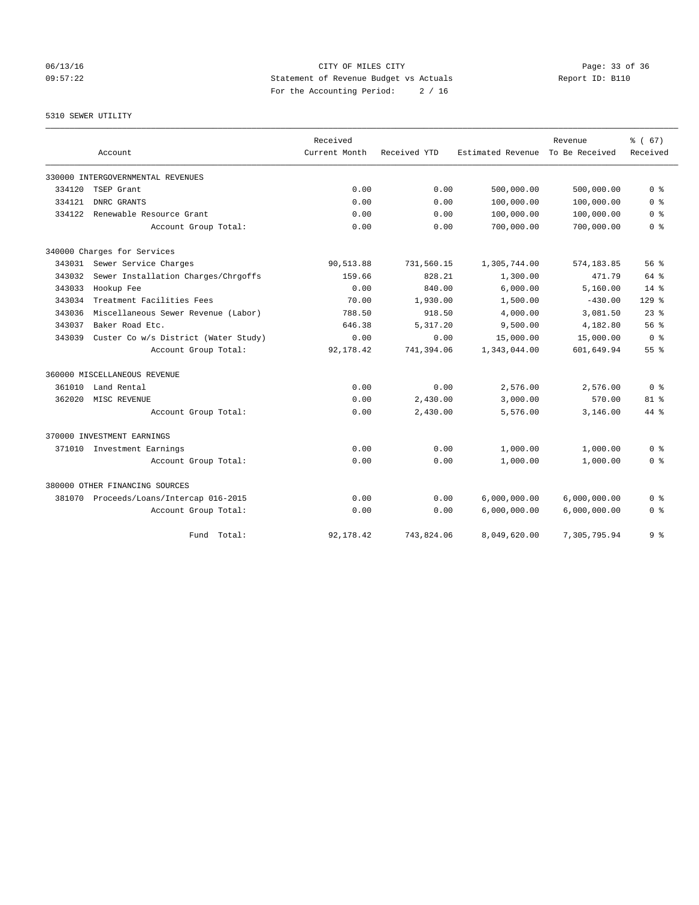CITY OF MILES CITY

Statement of Revenue Budget vs Actuals

For the Accounting Period: 2 / 16

5310 SEWER UTILITY

| Account | | Received Current Month | Received YTD | Estimated Revenue | Revenue To Be Received | % ( 67) Received |
|---|---|---|---|---|---|---|
| 330000 INTERGOVERNMENTAL REVENUES | | | | | | |
| 334120 | TSEP Grant | 0.00 | 0.00 | 500,000.00 | 500,000.00 | 0 % |
| 334121 | DNRC GRANTS | 0.00 | 0.00 | 100,000.00 | 100,000.00 | 0 % |
| 334122 | Renewable Resource Grant | 0.00 | 0.00 | 100,000.00 | 100,000.00 | 0 % |
| | Account Group Total: | 0.00 | 0.00 | 700,000.00 | 700,000.00 | 0 % |
| 340000 Charges for Services | | | | | | |
| 343031 | Sewer Service Charges | 90,513.88 | 731,560.15 | 1,305,744.00 | 574,183.85 | 56 % |
| 343032 | Sewer Installation Charges/Chrgoffs | 159.66 | 828.21 | 1,300.00 | 471.79 | 64 % |
| 343033 | Hookup Fee | 0.00 | 840.00 | 6,000.00 | 5,160.00 | 14 % |
| 343034 | Treatment Facilities Fees | 70.00 | 1,930.00 | 1,500.00 | -430.00 | 129 % |
| 343036 | Miscellaneous Sewer Revenue (Labor) | 788.50 | 918.50 | 4,000.00 | 3,081.50 | 23 % |
| 343037 | Baker Road Etc. | 646.38 | 5,317.20 | 9,500.00 | 4,182.80 | 56 % |
| 343039 | Custer Co w/s District (Water Study) | 0.00 | 0.00 | 15,000.00 | 15,000.00 | 0 % |
| | Account Group Total: | 92,178.42 | 741,394.06 | 1,343,044.00 | 601,649.94 | 55 % |
| 360000 MISCELLANEOUS REVENUE | | | | | | |
| 361010 | Land Rental | 0.00 | 0.00 | 2,576.00 | 2,576.00 | 0 % |
| 362020 | MISC REVENUE | 0.00 | 2,430.00 | 3,000.00 | 570.00 | 81 % |
| | Account Group Total: | 0.00 | 2,430.00 | 5,576.00 | 3,146.00 | 44 % |
| 370000 INVESTMENT EARNINGS | | | | | | |
| 371010 | Investment Earnings | 0.00 | 0.00 | 1,000.00 | 1,000.00 | 0 % |
| | Account Group Total: | 0.00 | 0.00 | 1,000.00 | 1,000.00 | 0 % |
| 380000 OTHER FINANCING SOURCES | | | | | | |
| 381070 | Proceeds/Loans/Intercap 016-2015 | 0.00 | 0.00 | 6,000,000.00 | 6,000,000.00 | 0 % |
| | Account Group Total: | 0.00 | 0.00 | 6,000,000.00 | 6,000,000.00 | 0 % |
| | Fund Total: | 92,178.42 | 743,824.06 | 8,049,620.00 | 7,305,795.94 | 9 % |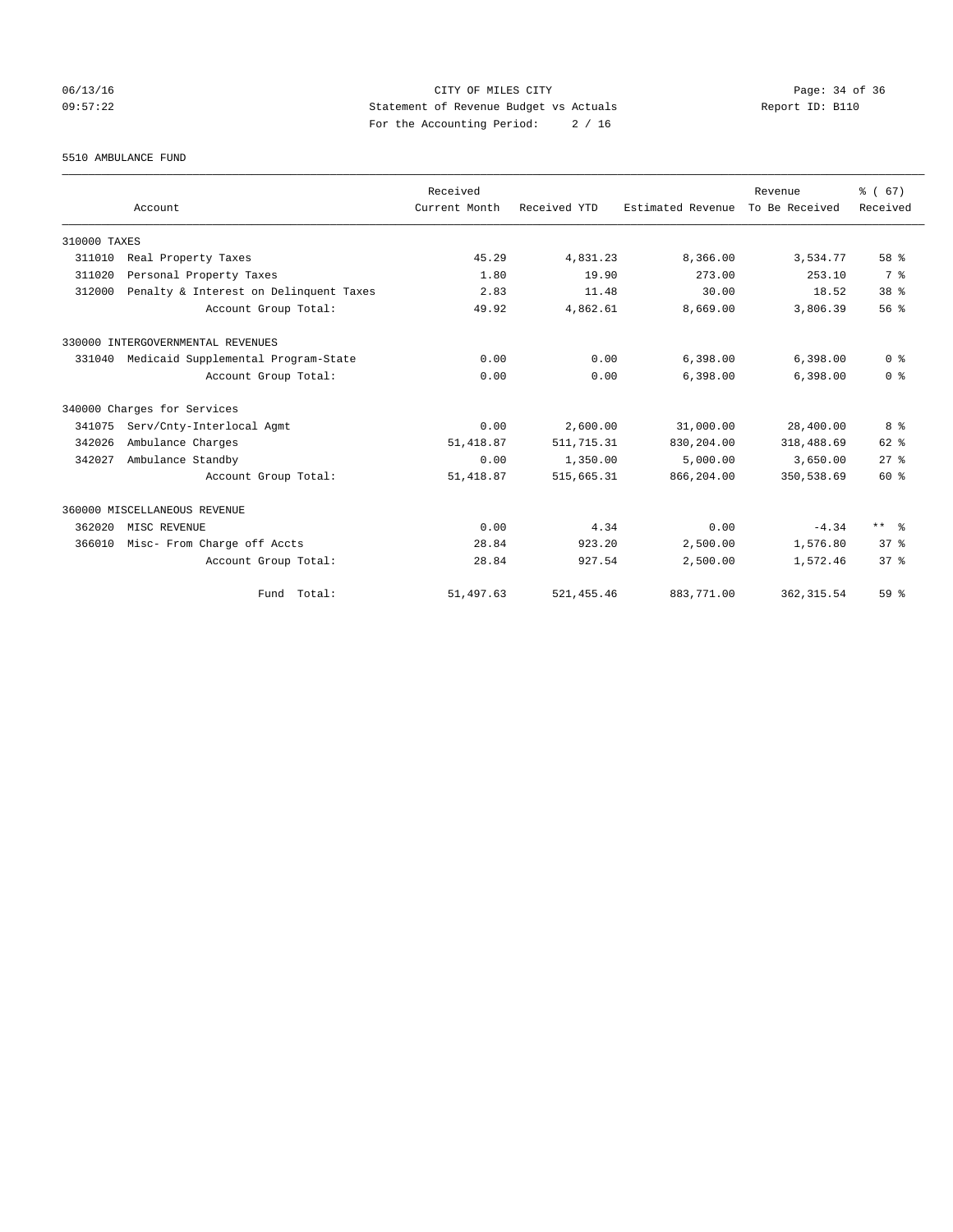CITY OF MILES CITY
Statement of Revenue Budget vs Actuals
For the Accounting Period: 2 / 16

06/13/16
09:57:22

Report ID: B110

5510 AMBULANCE FUND

| Account | Received Current Month | Received YTD | Estimated Revenue | Revenue To Be Received | % ( 67) Received |
|---|---|---|---|---|---|
| 310000 TAXES | | | | | |
| 311010 Real Property Taxes | 45.29 | 4,831.23 | 8,366.00 | 3,534.77 | 58 % |
| 311020 Personal Property Taxes | 1.80 | 19.90 | 273.00 | 253.10 | 7 % |
| 312000 Penalty & Interest on Delinquent Taxes | 2.83 | 11.48 | 30.00 | 18.52 | 38 % |
| Account Group Total: | 49.92 | 4,862.61 | 8,669.00 | 3,806.39 | 56 % |
| 330000 INTERGOVERNMENTAL REVENUES | | | | | |
| 331040 Medicaid Supplemental Program-State | 0.00 | 0.00 | 6,398.00 | 6,398.00 | 0 % |
| Account Group Total: | 0.00 | 0.00 | 6,398.00 | 6,398.00 | 0 % |
| 340000 Charges for Services | | | | | |
| 341075 Serv/Cnty-Interlocal Agmt | 0.00 | 2,600.00 | 31,000.00 | 28,400.00 | 8 % |
| 342026 Ambulance Charges | 51,418.87 | 511,715.31 | 830,204.00 | 318,488.69 | 62 % |
| 342027 Ambulance Standby | 0.00 | 1,350.00 | 5,000.00 | 3,650.00 | 27 % |
| Account Group Total: | 51,418.87 | 515,665.31 | 866,204.00 | 350,538.69 | 60 % |
| 360000 MISCELLANEOUS REVENUE | | | | | |
| 362020 MISC REVENUE | 0.00 | 4.34 | 0.00 | -4.34 | ** % |
| 366010 Misc- From Charge off Accts | 28.84 | 923.20 | 2,500.00 | 1,576.80 | 37 % |
| Account Group Total: | 28.84 | 927.54 | 2,500.00 | 1,572.46 | 37 % |
| Fund Total: | 51,497.63 | 521,455.46 | 883,771.00 | 362,315.54 | 59 % |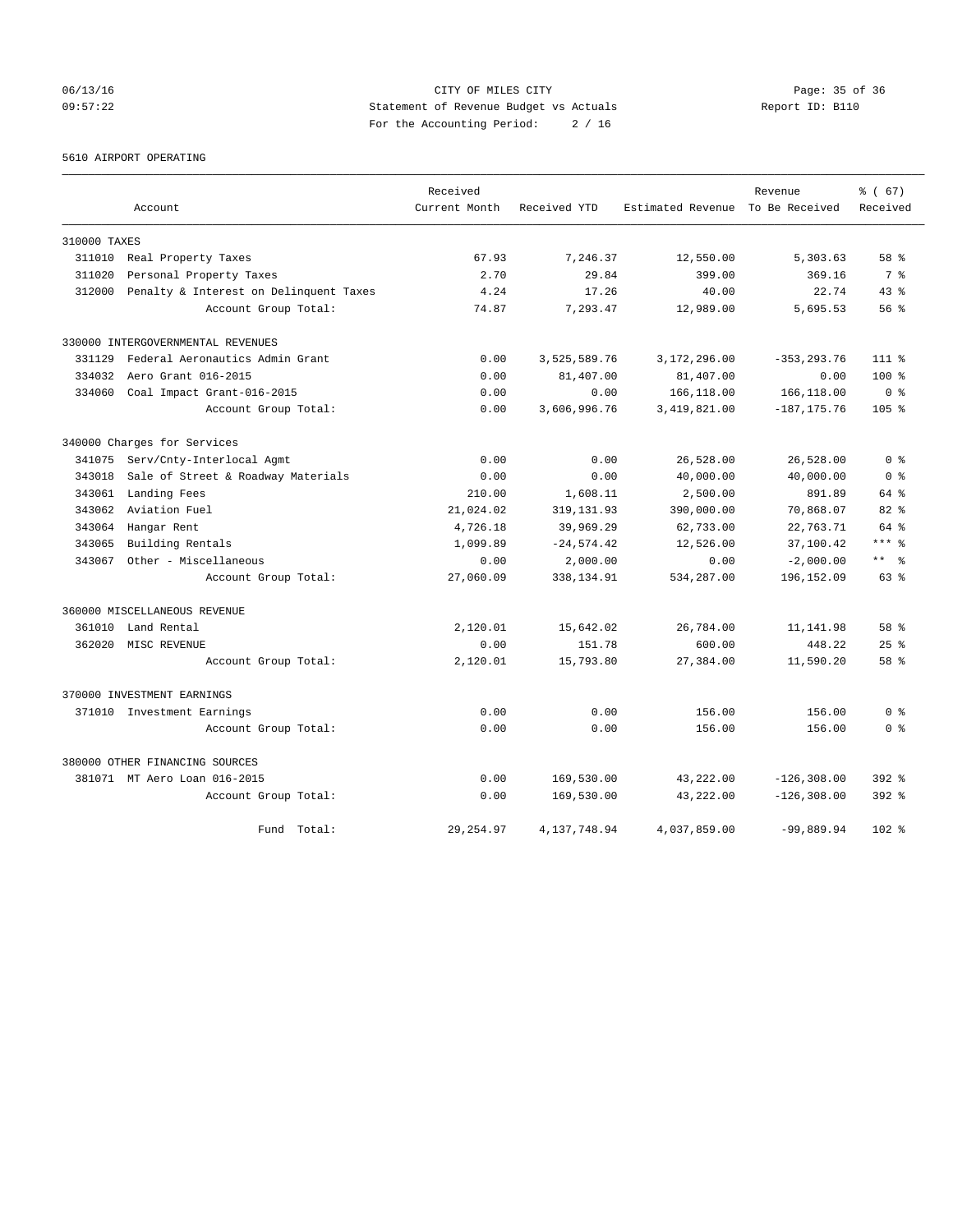CITY OF MILES CITY
Statement of Revenue Budget vs Actuals
For the Accounting Period: 2 / 16

06/13/16
09:57:22

Report ID: B110

5610 AIRPORT OPERATING

| Account | Received Current Month | Received YTD | Estimated Revenue | Revenue To Be Received | % ( 67) Received |
|---|---|---|---|---|---|
| **310000 TAXES** | | | | | |
| 311010 Real Property Taxes | 67.93 | 7,246.37 | 12,550.00 | 5,303.63 | 58 % |
| 311020 Personal Property Taxes | 2.70 | 29.84 | 399.00 | 369.16 | 7 % |
| 312000 Penalty & Interest on Delinquent Taxes | 4.24 | 17.26 | 40.00 | 22.74 | 43 % |
| Account Group Total: | 74.87 | 7,293.47 | 12,989.00 | 5,695.53 | 56 % |
| **330000 INTERGOVERNMENTAL REVENUES** | | | | | |
| 331129 Federal Aeronautics Admin Grant | 0.00 | 3,525,589.76 | 3,172,296.00 | -353,293.76 | 111 % |
| 334032 Aero Grant 016-2015 | 0.00 | 81,407.00 | 81,407.00 | 0.00 | 100 % |
| 334060 Coal Impact Grant-016-2015 | 0.00 | 0.00 | 166,118.00 | 166,118.00 | 0 % |
| Account Group Total: | 0.00 | 3,606,996.76 | 3,419,821.00 | -187,175.76 | 105 % |
| **340000 Charges for Services** | | | | | |
| 341075 Serv/Cnty-Interlocal Agmt | 0.00 | 0.00 | 26,528.00 | 26,528.00 | 0 % |
| 343018 Sale of Street & Roadway Materials | 0.00 | 0.00 | 40,000.00 | 40,000.00 | 0 % |
| 343061 Landing Fees | 210.00 | 1,608.11 | 2,500.00 | 891.89 | 64 % |
| 343062 Aviation Fuel | 21,024.02 | 319,131.93 | 390,000.00 | 70,868.07 | 82 % |
| 343064 Hangar Rent | 4,726.18 | 39,969.29 | 62,733.00 | 22,763.71 | 64 % |
| 343065 Building Rentals | 1,099.89 | -24,574.42 | 12,526.00 | 37,100.42 | *** % |
| 343067 Other - Miscellaneous | 0.00 | 2,000.00 | 0.00 | -2,000.00 | ** % |
| Account Group Total: | 27,060.09 | 338,134.91 | 534,287.00 | 196,152.09 | 63 % |
| **360000 MISCELLANEOUS REVENUE** | | | | | |
| 361010 Land Rental | 2,120.01 | 15,642.02 | 26,784.00 | 11,141.98 | 58 % |
| 362020 MISC REVENUE | 0.00 | 151.78 | 600.00 | 448.22 | 25 % |
| Account Group Total: | 2,120.01 | 15,793.80 | 27,384.00 | 11,590.20 | 58 % |
| **370000 INVESTMENT EARNINGS** | | | | | |
| 371010 Investment Earnings | 0.00 | 0.00 | 156.00 | 156.00 | 0 % |
| Account Group Total: | 0.00 | 0.00 | 156.00 | 156.00 | 0 % |
| **380000 OTHER FINANCING SOURCES** | | | | | |
| 381071 MT Aero Loan 016-2015 | 0.00 | 169,530.00 | 43,222.00 | -126,308.00 | 392 % |
| Account Group Total: | 0.00 | 169,530.00 | 43,222.00 | -126,308.00 | 392 % |
| Fund Total: | 29,254.97 | 4,137,748.94 | 4,037,859.00 | -99,889.94 | 102 % |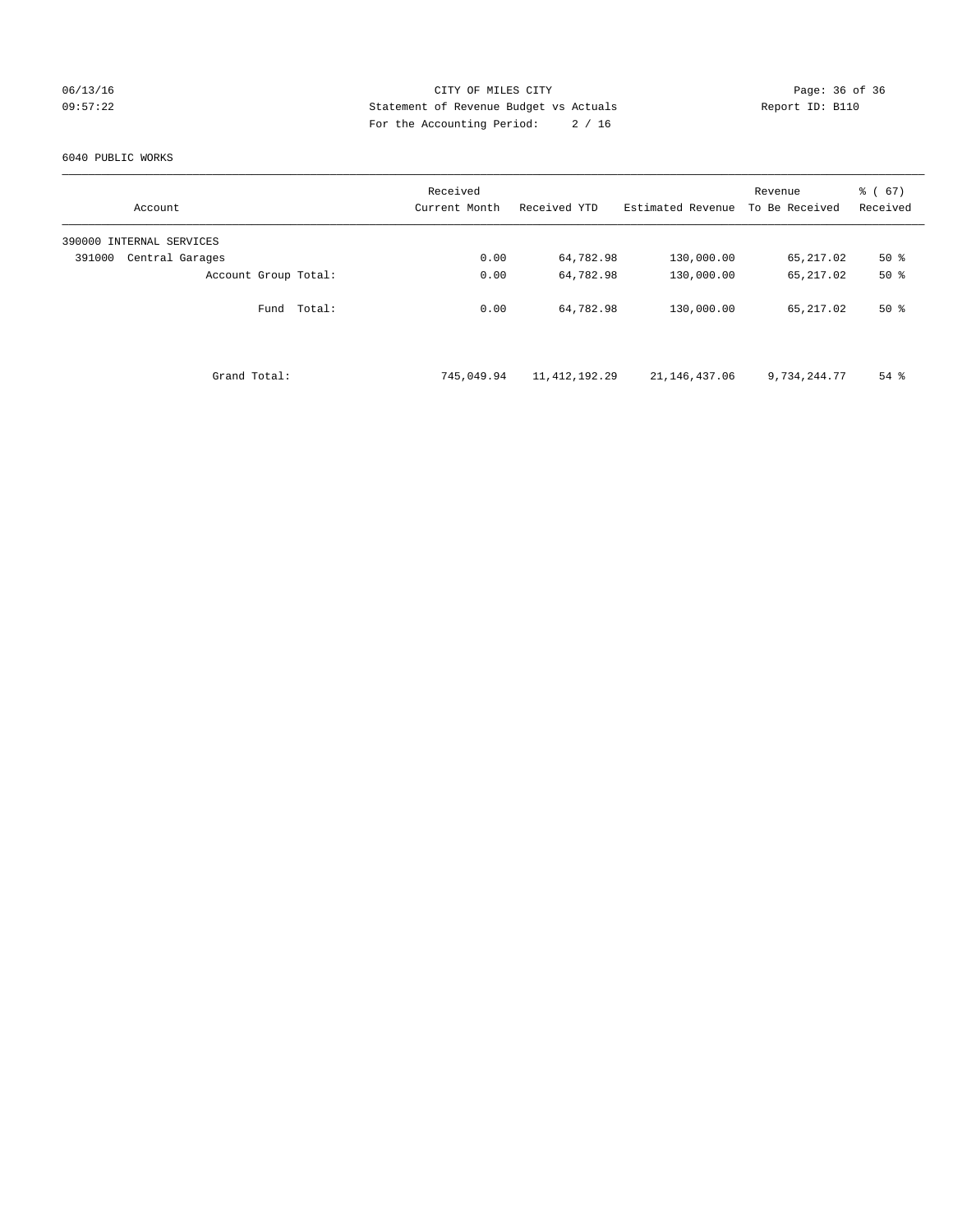06/13/16 CITY OF MILES CITY
09:57:22 Statement of Revenue Budget vs Actuals Report ID: B110
For the Accounting Period: 2 / 16

6040 PUBLIC WORKS

| Account | Received Current Month | Received YTD | Estimated Revenue | Revenue To Be Received | % ( 67) Received |
|---|---|---|---|---|---|
| 390000 INTERNAL SERVICES | | | | | |
| 391000 Central Garages | 0.00 | 64,782.98 | 130,000.00 | 65,217.02 | 50 % |
| Account Group Total: | 0.00 | 64,782.98 | 130,000.00 | 65,217.02 | 50 % |
| Fund Total: | 0.00 | 64,782.98 | 130,000.00 | 65,217.02 | 50 % |
| Grand Total: | 745,049.94 | 11,412,192.29 | 21,146,437.06 | 9,734,244.77 | 54 % |